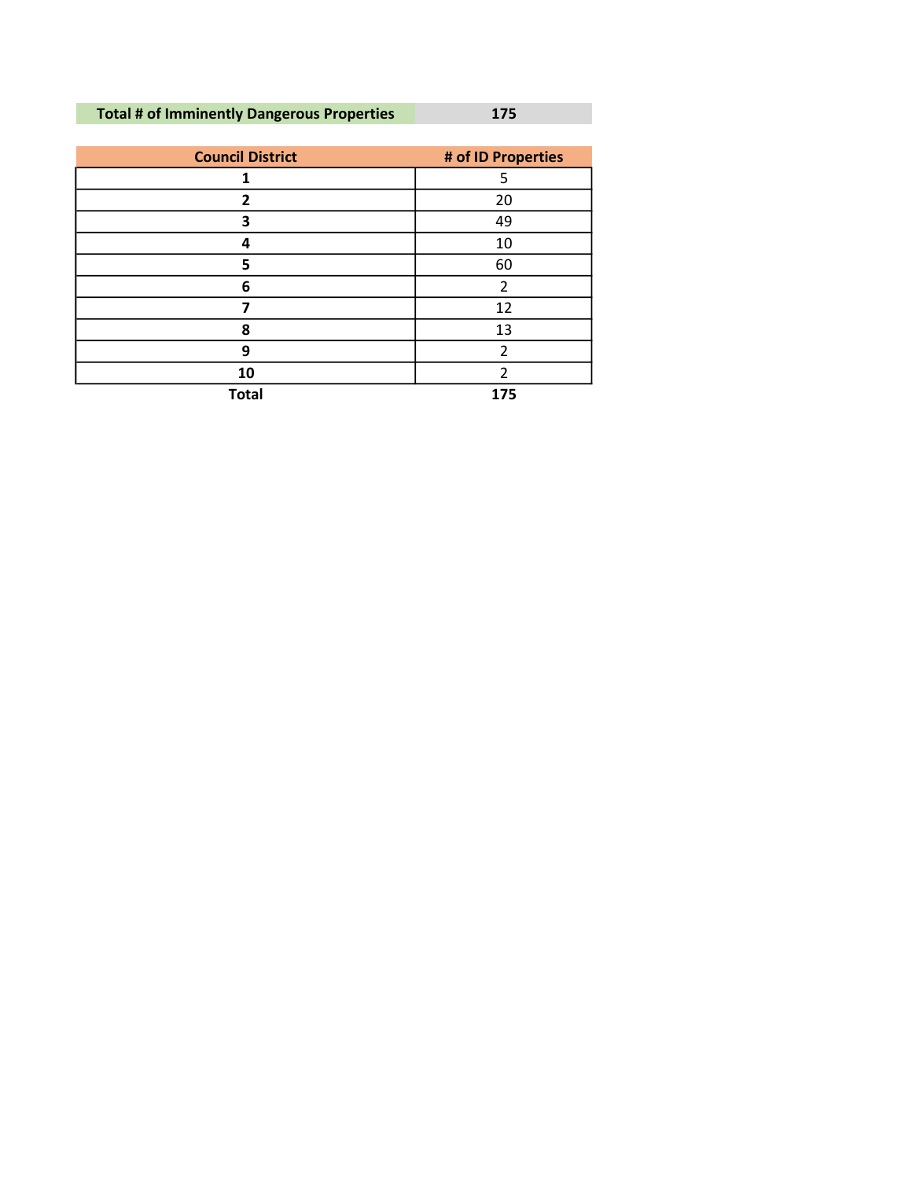| Total # of Imminently Dangerous Properties | 175 |
|---|---|

| Council District | # of ID Properties |
|---|---|
| **1** | 5 |
| **2** | 20 |
| **3** | 49 |
| **4** | 10 |
| **5** | 60 |
| **6** | 2 |
| **7** | 12 |
| **8** | 13 |
| **9** | 2 |
| **10** | 2 |
| **Total** | **175** |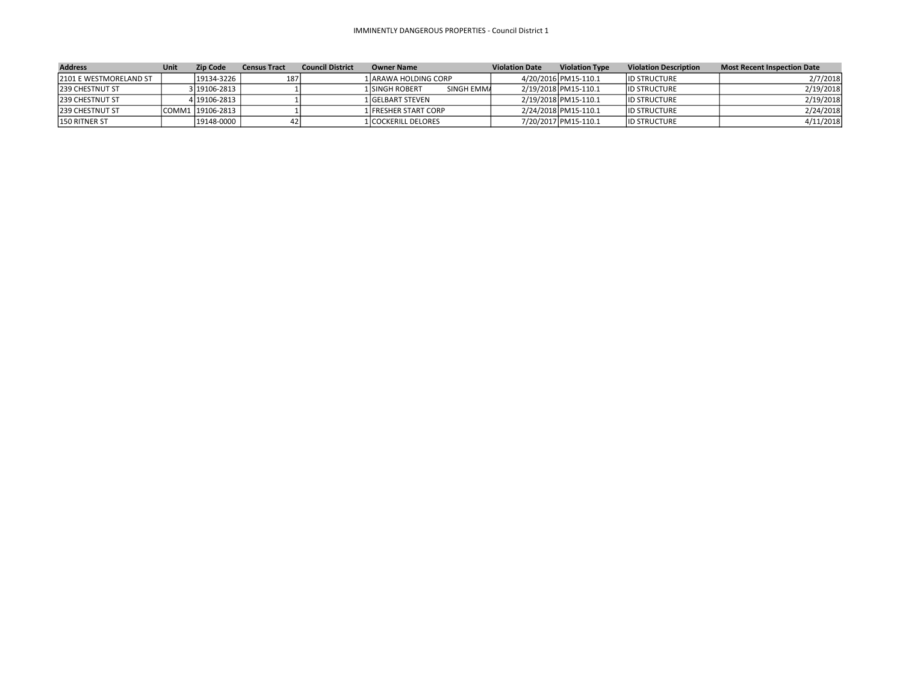IMMINENTLY DANGEROUS PROPERTIES - Council District 1

| Address | Unit | Zip Code | Census Tract | Council District | Owner Name | | Violation Date | Violation Type | Violation Description | Most Recent Inspection Date |
|---|---|---|---|---|---|---|---|---|---|---|
| 2101 E WESTMORELAND ST | | 19134-3226 | 187 | 1 | ARAWA HOLDING CORP | | 4/20/2016 | PM15-110.1 | ID STRUCTURE | 2/7/2018 |
| 239 CHESTNUT ST | 3 | 19106-2813 | 1 | 1 | SINGH ROBERT | SINGH EMMA | 2/19/2018 | PM15-110.1 | ID STRUCTURE | 2/19/2018 |
| 239 CHESTNUT ST | 4 | 19106-2813 | 1 | 1 | GELBART STEVEN | | 2/19/2018 | PM15-110.1 | ID STRUCTURE | 2/19/2018 |
| 239 CHESTNUT ST | COMM1 | 19106-2813 | 1 | 1 | FRESHER START CORP | | 2/24/2018 | PM15-110.1 | ID STRUCTURE | 2/24/2018 |
| 150 RITNER ST | | 19148-0000 | 42 | 1 | COCKERILL DELORES | | 7/20/2017 | PM15-110.1 | ID STRUCTURE | 4/11/2018 |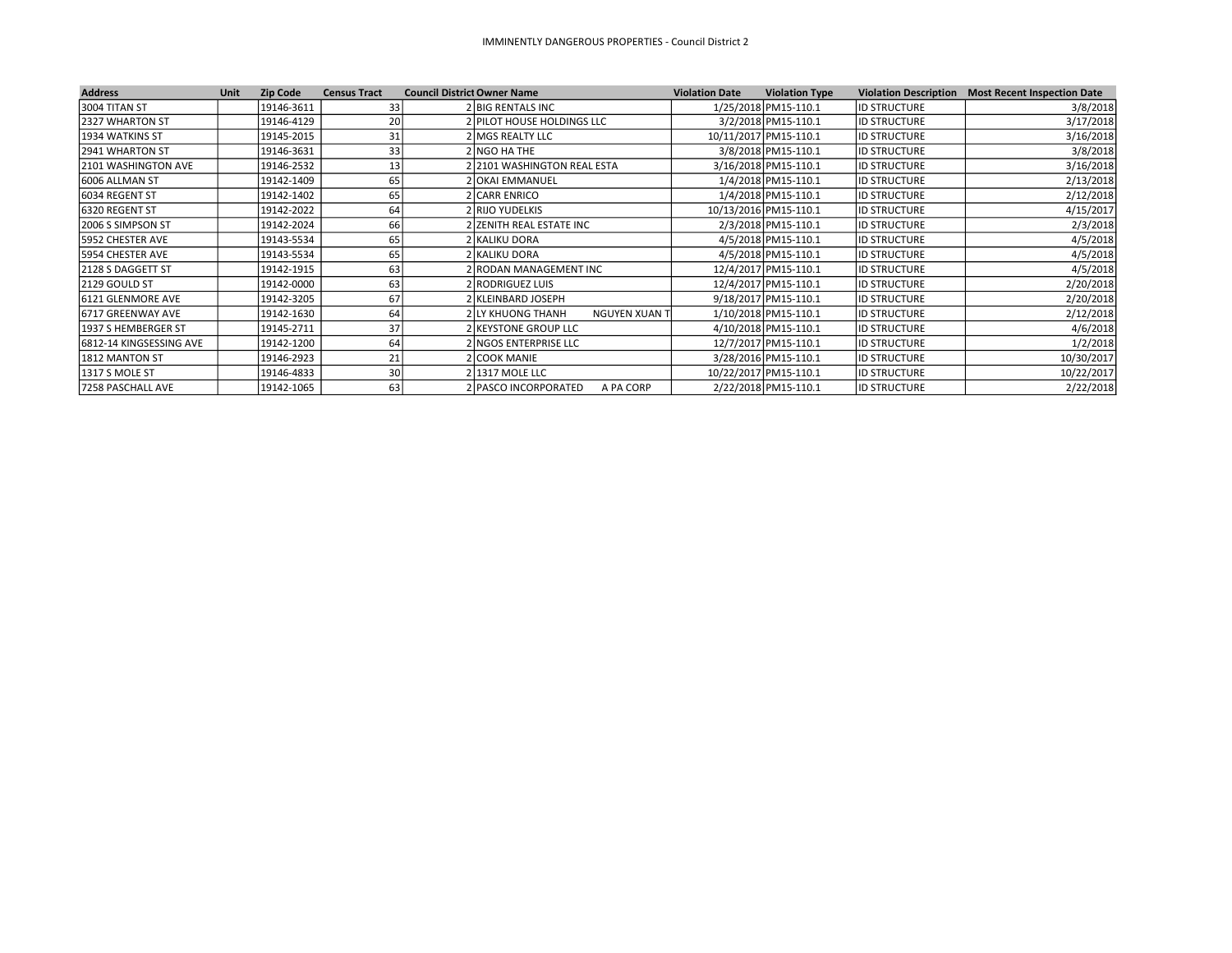IMMINENTLY DANGEROUS PROPERTIES - Council District 2

| Address | Unit | Zip Code | Census Tract | Council District | Owner Name | Violation Date | Violation Type | Violation Description | Most Recent Inspection Date |
|---|---|---|---|---|---|---|---|---|---|
| 3004 TITAN ST | | 19146-3611 | 33 | 2 | BIG RENTALS INC | 1/25/2018 | PM15-110.1 | ID STRUCTURE | 3/8/2018 |
| 2327 WHARTON ST | | 19146-4129 | 20 | 2 | PILOT HOUSE HOLDINGS LLC | 3/2/2018 | PM15-110.1 | ID STRUCTURE | 3/17/2018 |
| 1934 WATKINS ST | | 19145-2015 | 31 | 2 | MGS REALTY LLC | 10/11/2017 | PM15-110.1 | ID STRUCTURE | 3/16/2018 |
| 2941 WHARTON ST | | 19146-3631 | 33 | 2 | NGO HA THE | 3/8/2018 | PM15-110.1 | ID STRUCTURE | 3/8/2018 |
| 2101 WASHINGTON AVE | | 19146-2532 | 13 | 2 | 2101 WASHINGTON REAL ESTA | 3/16/2018 | PM15-110.1 | ID STRUCTURE | 3/16/2018 |
| 6006 ALLMAN ST | | 19142-1409 | 65 | 2 | OKAI EMMANUEL | 1/4/2018 | PM15-110.1 | ID STRUCTURE | 2/13/2018 |
| 6034 REGENT ST | | 19142-1402 | 65 | 2 | CARR ENRICO | 1/4/2018 | PM15-110.1 | ID STRUCTURE | 2/12/2018 |
| 6320 REGENT ST | | 19142-2022 | 64 | 2 | RIJO YUDELKIS | 10/13/2016 | PM15-110.1 | ID STRUCTURE | 4/15/2017 |
| 2006 S SIMPSON ST | | 19142-2024 | 66 | 2 | ZENITH REAL ESTATE INC | 2/3/2018 | PM15-110.1 | ID STRUCTURE | 2/3/2018 |
| 5952 CHESTER AVE | | 19143-5534 | 65 | 2 | KALIKU DORA | 4/5/2018 | PM15-110.1 | ID STRUCTURE | 4/5/2018 |
| 5954 CHESTER AVE | | 19143-5534 | 65 | 2 | KALIKU DORA | 4/5/2018 | PM15-110.1 | ID STRUCTURE | 4/5/2018 |
| 2128 S DAGGETT ST | | 19142-1915 | 63 | 2 | RODAN MANAGEMENT INC | 12/4/2017 | PM15-110.1 | ID STRUCTURE | 4/5/2018 |
| 2129 GOULD ST | | 19142-0000 | 63 | 2 | RODRIGUEZ LUIS | 12/4/2017 | PM15-110.1 | ID STRUCTURE | 2/20/2018 |
| 6121 GLENMORE AVE | | 19142-3205 | 67 | 2 | KLEINBARD JOSEPH | 9/18/2017 | PM15-110.1 | ID STRUCTURE | 2/20/2018 |
| 6717 GREENWAY AVE | | 19142-1630 | 64 | 2 | LY KHUONG THANH NGUYEN XUAN T | 1/10/2018 | PM15-110.1 | ID STRUCTURE | 2/12/2018 |
| 1937 S HEMBERGER ST | | 19145-2711 | 37 | 2 | KEYSTONE GROUP LLC | 4/10/2018 | PM15-110.1 | ID STRUCTURE | 4/6/2018 |
| 6812-14 KINGSESSING AVE | | 19142-1200 | 64 | 2 | NGOS ENTERPRISE LLC | 12/7/2017 | PM15-110.1 | ID STRUCTURE | 1/2/2018 |
| 1812 MANTON ST | | 19146-2923 | 21 | 2 | COOK MANIE | 3/28/2016 | PM15-110.1 | ID STRUCTURE | 10/30/2017 |
| 1317 S MOLE ST | | 19146-4833 | 30 | 2 | 1317 MOLE LLC | 10/22/2017 | PM15-110.1 | ID STRUCTURE | 10/22/2017 |
| 7258 PASCHALL AVE | | 19142-1065 | 63 | 2 | PASCO INCORPORATED A PA CORP | 2/22/2018 | PM15-110.1 | ID STRUCTURE | 2/22/2018 |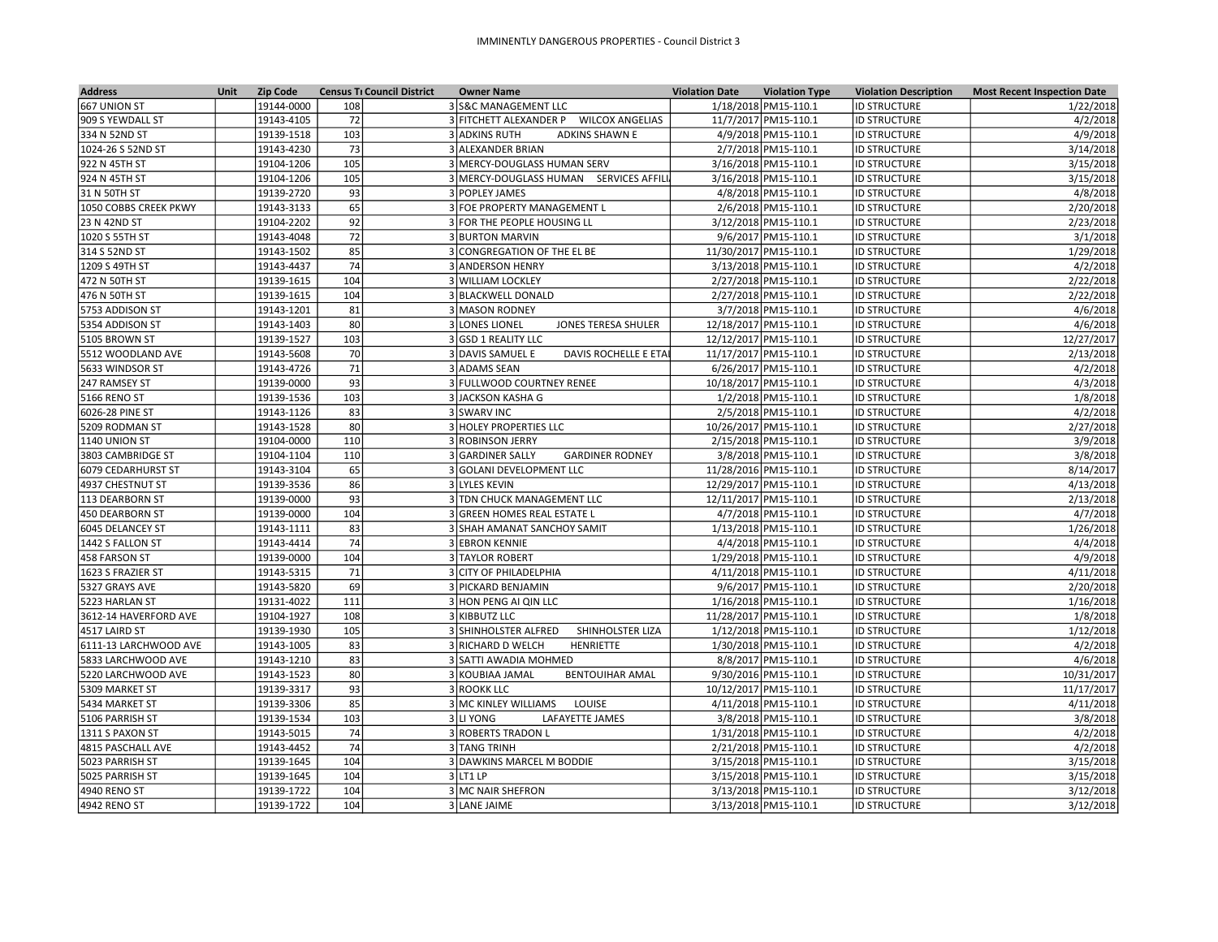# IMMINENTLY DANGEROUS PROPERTIES - Council District 3

| Address | Unit | Zip Code | Census Tr | Council District | Owner Name | Violation Date | Violation Type | Violation Description | Most Recent Inspection Date |
|---|---|---|---|---|---|---|---|---|---|
| 667 UNION ST | | 19144-0000 | 108 | 3 | S&C MANAGEMENT LLC | 1/18/2018 | PM15-110.1 | ID STRUCTURE | 1/22/2018 |
| 909 S YEWDALL ST | | 19143-4105 | 72 | 3 | FITCHETT ALEXANDER P WILCOX ANGELIAS | 11/7/2017 | PM15-110.1 | ID STRUCTURE | 4/2/2018 |
| 334 N 52ND ST | | 19139-1518 | 103 | 3 | ADKINS RUTH ADKINS SHAWN E | 4/9/2018 | PM15-110.1 | ID STRUCTURE | 4/9/2018 |
| 1024-26 S 52ND ST | | 19143-4230 | 73 | 3 | ALEXANDER BRIAN | 2/7/2018 | PM15-110.1 | ID STRUCTURE | 3/14/2018 |
| 922 N 45TH ST | | 19104-1206 | 105 | 3 | MERCY-DOUGLASS HUMAN SERV | 3/16/2018 | PM15-110.1 | ID STRUCTURE | 3/15/2018 |
| 924 N 45TH ST | | 19104-1206 | 105 | 3 | MERCY-DOUGLASS HUMAN SERVICES AFFILI | 3/16/2018 | PM15-110.1 | ID STRUCTURE | 3/15/2018 |
| 31 N 50TH ST | | 19139-2720 | 93 | 3 | POPLEY JAMES | 4/8/2018 | PM15-110.1 | ID STRUCTURE | 4/8/2018 |
| 1050 COBBS CREEK PKWY | | 19143-3133 | 65 | 3 | FOE PROPERTY MANAGEMENT L | 2/6/2018 | PM15-110.1 | ID STRUCTURE | 2/20/2018 |
| 23 N 42ND ST | | 19104-2202 | 92 | 3 | FOR THE PEOPLE HOUSING LL | 3/12/2018 | PM15-110.1 | ID STRUCTURE | 2/23/2018 |
| 1020 S 55TH ST | | 19143-4048 | 72 | 3 | BURTON MARVIN | 9/6/2017 | PM15-110.1 | ID STRUCTURE | 3/1/2018 |
| 314 S 52ND ST | | 19143-1502 | 85 | 3 | CONGREGATION OF THE EL BE | 11/30/2017 | PM15-110.1 | ID STRUCTURE | 1/29/2018 |
| 1209 S 49TH ST | | 19143-4437 | 74 | 3 | ANDERSON HENRY | 3/13/2018 | PM15-110.1 | ID STRUCTURE | 4/2/2018 |
| 472 N 50TH ST | | 19139-1615 | 104 | 3 | WILLIAM LOCKLEY | 2/27/2018 | PM15-110.1 | ID STRUCTURE | 2/22/2018 |
| 476 N 50TH ST | | 19139-1615 | 104 | 3 | BLACKWELL DONALD | 2/27/2018 | PM15-110.1 | ID STRUCTURE | 2/22/2018 |
| 5753 ADDISON ST | | 19143-1201 | 81 | 3 | MASON RODNEY | 3/7/2018 | PM15-110.1 | ID STRUCTURE | 4/6/2018 |
| 5354 ADDISON ST | | 19143-1403 | 80 | 3 | LONES LIONEL JONES TERESA SHULER | 12/18/2017 | PM15-110.1 | ID STRUCTURE | 4/6/2018 |
| 5105 BROWN ST | | 19139-1527 | 103 | 3 | GSD 1 REALITY LLC | 12/12/2017 | PM15-110.1 | ID STRUCTURE | 12/27/2017 |
| 5512 WOODLAND AVE | | 19143-5608 | 70 | 3 | DAVIS SAMUEL E DAVIS ROCHELLE E ETAI | 11/17/2017 | PM15-110.1 | ID STRUCTURE | 2/13/2018 |
| 5633 WINDSOR ST | | 19143-4726 | 71 | 3 | ADAMS SEAN | 6/26/2017 | PM15-110.1 | ID STRUCTURE | 4/2/2018 |
| 247 RAMSEY ST | | 19139-0000 | 93 | 3 | FULLWOOD COURTNEY RENEE | 10/18/2017 | PM15-110.1 | ID STRUCTURE | 4/3/2018 |
| 5166 RENO ST | | 19139-1536 | 103 | 3 | JACKSON KASHA G | 1/2/2018 | PM15-110.1 | ID STRUCTURE | 1/8/2018 |
| 6026-28 PINE ST | | 19143-1126 | 83 | 3 | SWARV INC | 2/5/2018 | PM15-110.1 | ID STRUCTURE | 4/2/2018 |
| 5209 RODMAN ST | | 19143-1528 | 80 | 3 | HOLEY PROPERTIES LLC | 10/26/2017 | PM15-110.1 | ID STRUCTURE | 2/27/2018 |
| 1140 UNION ST | | 19104-0000 | 110 | 3 | ROBINSON JERRY | 2/15/2018 | PM15-110.1 | ID STRUCTURE | 3/9/2018 |
| 3803 CAMBRIDGE ST | | 19104-1104 | 110 | 3 | GARDINER SALLY GARDINER RODNEY | 3/8/2018 | PM15-110.1 | ID STRUCTURE | 3/8/2018 |
| 6079 CEDARHURST ST | | 19143-3104 | 65 | 3 | GOLANI DEVELOPMENT LLC | 11/28/2016 | PM15-110.1 | ID STRUCTURE | 8/14/2017 |
| 4937 CHESTNUT ST | | 19139-3536 | 86 | 3 | LYLES KEVIN | 12/29/2017 | PM15-110.1 | ID STRUCTURE | 4/13/2018 |
| 113 DEARBORN ST | | 19139-0000 | 93 | 3 | TDN CHUCK MANAGEMENT LLC | 12/11/2017 | PM15-110.1 | ID STRUCTURE | 2/13/2018 |
| 450 DEARBORN ST | | 19139-0000 | 104 | 3 | GREEN HOMES REAL ESTATE L | 4/7/2018 | PM15-110.1 | ID STRUCTURE | 4/7/2018 |
| 6045 DELANCEY ST | | 19143-1111 | 83 | 3 | SHAH AMANAT SANCHOY SAMIT | 1/13/2018 | PM15-110.1 | ID STRUCTURE | 1/26/2018 |
| 1442 S FALLON ST | | 19143-4414 | 74 | 3 | EBRON KENNIE | 4/4/2018 | PM15-110.1 | ID STRUCTURE | 4/4/2018 |
| 458 FARSON ST | | 19139-0000 | 104 | 3 | TAYLOR ROBERT | 1/29/2018 | PM15-110.1 | ID STRUCTURE | 4/9/2018 |
| 1623 S FRAZIER ST | | 19143-5315 | 71 | 3 | CITY OF PHILADELPHIA | 4/11/2018 | PM15-110.1 | ID STRUCTURE | 4/11/2018 |
| 5327 GRAYS AVE | | 19143-5820 | 69 | 3 | PICKARD BENJAMIN | 9/6/2017 | PM15-110.1 | ID STRUCTURE | 2/20/2018 |
| 5223 HARLAN ST | | 19131-4022 | 111 | 3 | HON PENG AI QIN LLC | 1/16/2018 | PM15-110.1 | ID STRUCTURE | 1/16/2018 |
| 3612-14 HAVERFORD AVE | | 19104-1927 | 108 | 3 | KIBBUTZ LLC | 11/28/2017 | PM15-110.1 | ID STRUCTURE | 1/8/2018 |
| 4517 LAIRD ST | | 19139-1930 | 105 | 3 | SHINHOLSTER ALFRED SHINHOLSTER LIZA | 1/12/2018 | PM15-110.1 | ID STRUCTURE | 1/12/2018 |
| 6111-13 LARCHWOOD AVE | | 19143-1005 | 83 | 3 | RICHARD D WELCH HENRIETTE | 1/30/2018 | PM15-110.1 | ID STRUCTURE | 4/2/2018 |
| 5833 LARCHWOOD AVE | | 19143-1210 | 83 | 3 | SATTI AWADIA MOHMED | 8/8/2017 | PM15-110.1 | ID STRUCTURE | 4/6/2018 |
| 5220 LARCHWOOD AVE | | 19143-1523 | 80 | 3 | KOUBIAA JAMAL BENTOUIHAR AMAL | 9/30/2016 | PM15-110.1 | ID STRUCTURE | 10/31/2017 |
| 5309 MARKET ST | | 19139-3317 | 93 | 3 | ROOKK LLC | 10/12/2017 | PM15-110.1 | ID STRUCTURE | 11/17/2017 |
| 5434 MARKET ST | | 19139-3306 | 85 | 3 | MC KINLEY WILLIAMS LOUISE | 4/11/2018 | PM15-110.1 | ID STRUCTURE | 4/11/2018 |
| 5106 PARRISH ST | | 19139-1534 | 103 | 3 | LI YONG LAFAYETTE JAMES | 3/8/2018 | PM15-110.1 | ID STRUCTURE | 3/8/2018 |
| 1311 S PAXON ST | | 19143-5015 | 74 | 3 | ROBERTS TRADON L | 1/31/2018 | PM15-110.1 | ID STRUCTURE | 4/2/2018 |
| 4815 PASCHALL AVE | | 19143-4452 | 74 | 3 | TANG TRINH | 2/21/2018 | PM15-110.1 | ID STRUCTURE | 4/2/2018 |
| 5023 PARRISH ST | | 19139-1645 | 104 | 3 | DAWKINS MARCEL M BODDIE | 3/15/2018 | PM15-110.1 | ID STRUCTURE | 3/15/2018 |
| 5025 PARRISH ST | | 19139-1645 | 104 | 3 | LT1 LP | 3/15/2018 | PM15-110.1 | ID STRUCTURE | 3/15/2018 |
| 4940 RENO ST | | 19139-1722 | 104 | 3 | MC NAIR SHEFRON | 3/13/2018 | PM15-110.1 | ID STRUCTURE | 3/12/2018 |
| 4942 RENO ST | | 19139-1722 | 104 | 3 | LANE JAIME | 3/13/2018 | PM15-110.1 | ID STRUCTURE | 3/12/2018 |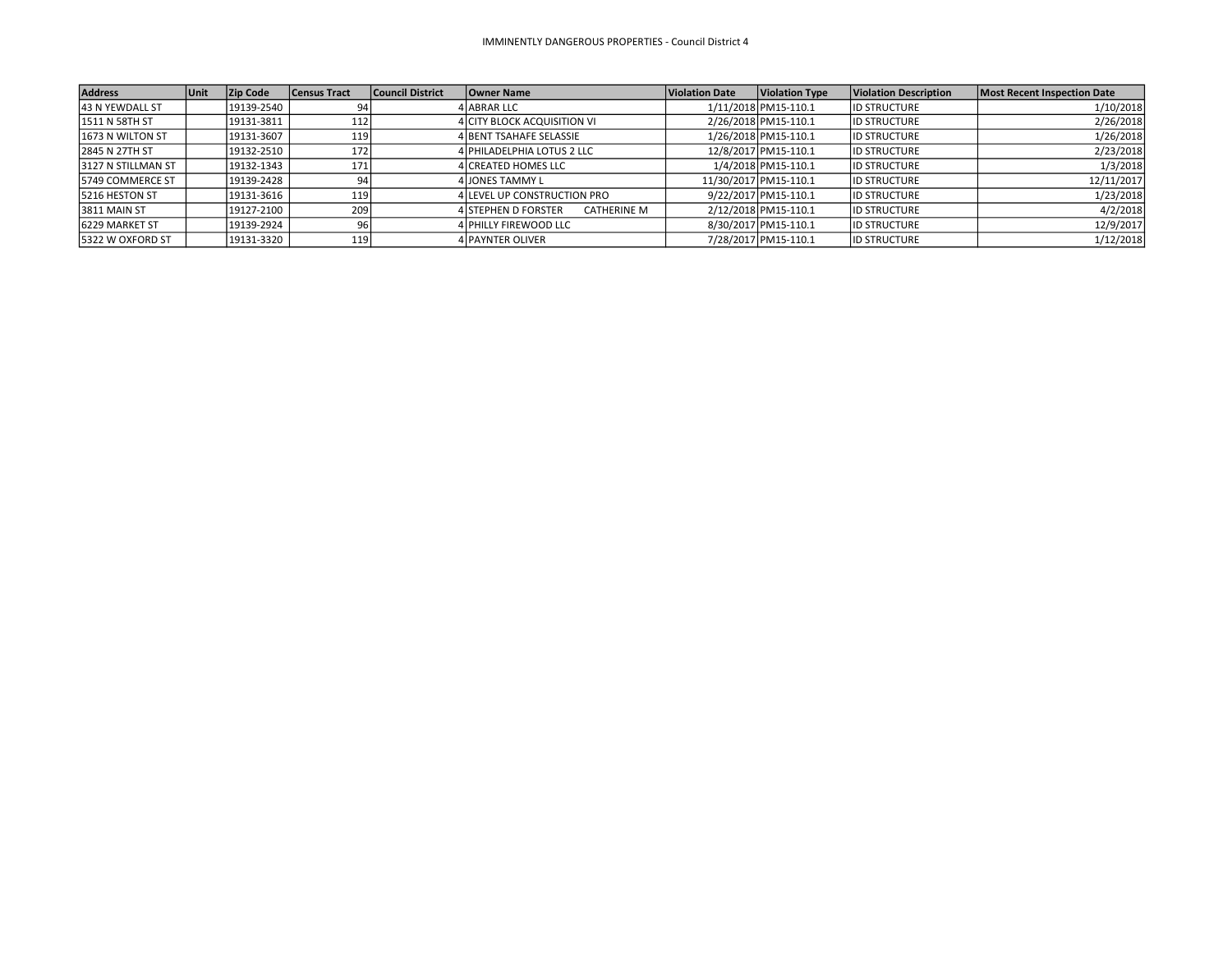# IMMINENTLY DANGEROUS PROPERTIES - Council District 4

| Address | Unit | Zip Code | Census Tract | Council District | Owner Name | Violation Date | Violation Type | Violation Description | Most Recent Inspection Date |
|---|---|---|---|---|---|---|---|---|---|
| 43 N YEWDALL ST | | 19139-2540 | 94 | 4 | ABRAR LLC | 1/11/2018 | PM15-110.1 | ID STRUCTURE | 1/10/2018 |
| 1511 N 58TH ST | | 19131-3811 | 112 | 4 | CITY BLOCK ACQUISITION VI | 2/26/2018 | PM15-110.1 | ID STRUCTURE | 2/26/2018 |
| 1673 N WILTON ST | | 19131-3607 | 119 | 4 | BENT TSAHAFE SELASSIE | 1/26/2018 | PM15-110.1 | ID STRUCTURE | 1/26/2018 |
| 2845 N 27TH ST | | 19132-2510 | 172 | 4 | PHILADELPHIA LOTUS 2 LLC | 12/8/2017 | PM15-110.1 | ID STRUCTURE | 2/23/2018 |
| 3127 N STILLMAN ST | | 19132-1343 | 171 | 4 | CREATED HOMES LLC | 1/4/2018 | PM15-110.1 | ID STRUCTURE | 1/3/2018 |
| 5749 COMMERCE ST | | 19139-2428 | 94 | 4 | JONES TAMMY L | 11/30/2017 | PM15-110.1 | ID STRUCTURE | 12/11/2017 |
| 5216 HESTON ST | | 19131-3616 | 119 | 4 | LEVEL UP CONSTRUCTION PRO | 9/22/2017 | PM15-110.1 | ID STRUCTURE | 1/23/2018 |
| 3811 MAIN ST | | 19127-2100 | 209 | 4 | STEPHEN D FORSTER CATHERINE M | 2/12/2018 | PM15-110.1 | ID STRUCTURE | 4/2/2018 |
| 6229 MARKET ST | | 19139-2924 | 96 | 4 | PHILLY FIREWOOD LLC | 8/30/2017 | PM15-110.1 | ID STRUCTURE | 12/9/2017 |
| 5322 W OXFORD ST | | 19131-3320 | 119 | 4 | PAYNTER OLIVER | 7/28/2017 | PM15-110.1 | ID STRUCTURE | 1/12/2018 |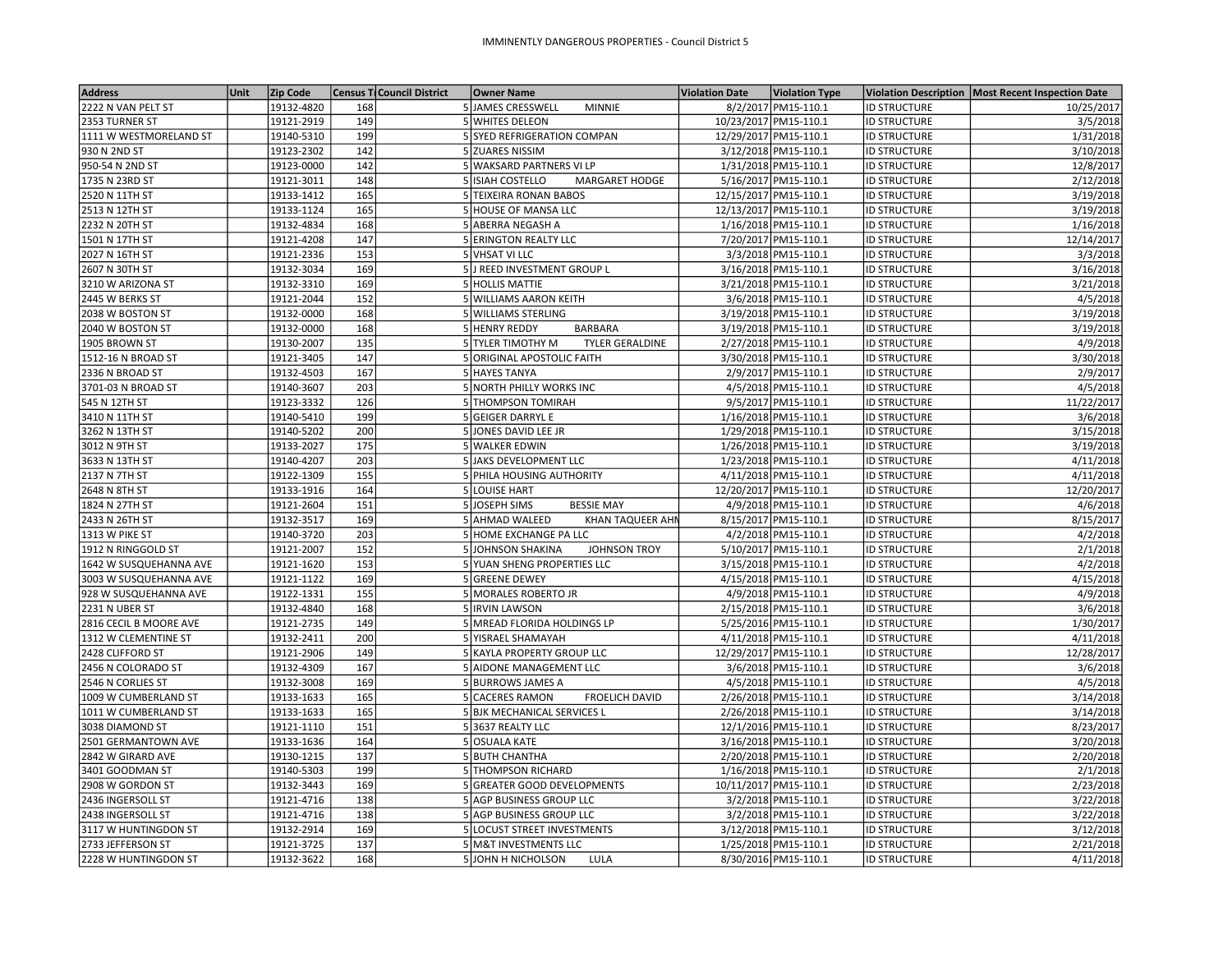# IMMINENTLY DANGEROUS PROPERTIES - Council District 5

| Address | Unit | Zip Code | Census Tract | Council District | Owner Name | Violation Date | Violation Type | Violation Description | Most Recent Inspection Date |
|---|---|---|---|---|---|---|---|---|---|
| 2222 N VAN PELT ST | | 19132-4820 | 168 | 5 | JAMES CRESSWELL MINNIE | 8/2/2017 | PM15-110.1 | ID STRUCTURE | 10/25/2017 |
| 2353 TURNER ST | | 19121-2919 | 149 | 5 | WHITES DELEON | 10/23/2017 | PM15-110.1 | ID STRUCTURE | 3/5/2018 |
| 1111 W WESTMORELAND ST | | 19140-5310 | 199 | 5 | SYED REFRIGERATION COMPAN | 12/29/2017 | PM15-110.1 | ID STRUCTURE | 1/31/2018 |
| 930 N 2ND ST | | 19123-2302 | 142 | 5 | ZUARES NISSIM | 3/12/2018 | PM15-110.1 | ID STRUCTURE | 3/10/2018 |
| 950-54 N 2ND ST | | 19123-0000 | 142 | 5 | WAKSARD PARTNERS VI LP | 1/31/2018 | PM15-110.1 | ID STRUCTURE | 12/8/2017 |
| 1735 N 23RD ST | | 19121-3011 | 148 | 5 | ISIAH COSTELLO MARGARET HODGE | 5/16/2017 | PM15-110.1 | ID STRUCTURE | 2/12/2018 |
| 2520 N 11TH ST | | 19133-1412 | 165 | 5 | TEIXEIRA RONAN BABOS | 12/15/2017 | PM15-110.1 | ID STRUCTURE | 3/19/2018 |
| 2513 N 12TH ST | | 19133-1124 | 165 | 5 | HOUSE OF MANSA LLC | 12/13/2017 | PM15-110.1 | ID STRUCTURE | 3/19/2018 |
| 2232 N 20TH ST | | 19132-4834 | 168 | 5 | ABERRA NEGASH A | 1/16/2018 | PM15-110.1 | ID STRUCTURE | 1/16/2018 |
| 1501 N 17TH ST | | 19121-4208 | 147 | 5 | ERINGTON REALTY LLC | 7/20/2017 | PM15-110.1 | ID STRUCTURE | 12/14/2017 |
| 2027 N 16TH ST | | 19121-2336 | 153 | 5 | VHSAT VI LLC | 3/3/2018 | PM15-110.1 | ID STRUCTURE | 3/3/2018 |
| 2607 N 30TH ST | | 19132-3034 | 169 | 5 | J REED INVESTMENT GROUP L | 3/16/2018 | PM15-110.1 | ID STRUCTURE | 3/16/2018 |
| 3210 W ARIZONA ST | | 19132-3310 | 169 | 5 | HOLLIS MATTIE | 3/21/2018 | PM15-110.1 | ID STRUCTURE | 3/21/2018 |
| 2445 W BERKS ST | | 19121-2044 | 152 | 5 | WILLIAMS AARON KEITH | 3/6/2018 | PM15-110.1 | ID STRUCTURE | 4/5/2018 |
| 2038 W BOSTON ST | | 19132-0000 | 168 | 5 | WILLIAMS STERLING | 3/19/2018 | PM15-110.1 | ID STRUCTURE | 3/19/2018 |
| 2040 W BOSTON ST | | 19132-0000 | 168 | 5 | HENRY REDDY BARBARA | 3/19/2018 | PM15-110.1 | ID STRUCTURE | 3/19/2018 |
| 1905 BROWN ST | | 19130-2007 | 135 | 5 | TYLER TIMOTHY M TYLER GERALDINE | 2/27/2018 | PM15-110.1 | ID STRUCTURE | 4/9/2018 |
| 1512-16 N BROAD ST | | 19121-3405 | 147 | 5 | ORIGINAL APOSTOLIC FAITH | 3/30/2018 | PM15-110.1 | ID STRUCTURE | 3/30/2018 |
| 2336 N BROAD ST | | 19132-4503 | 167 | 5 | HAYES TANYA | 2/9/2017 | PM15-110.1 | ID STRUCTURE | 2/9/2017 |
| 3701-03 N BROAD ST | | 19140-3607 | 203 | 5 | NORTH PHILLY WORKS INC | 4/5/2018 | PM15-110.1 | ID STRUCTURE | 4/5/2018 |
| 545 N 12TH ST | | 19123-3332 | 126 | 5 | THOMPSON TOMIRAH | 9/5/2017 | PM15-110.1 | ID STRUCTURE | 11/22/2017 |
| 3410 N 11TH ST | | 19140-5410 | 199 | 5 | GEIGER DARRYL E | 1/16/2018 | PM15-110.1 | ID STRUCTURE | 3/6/2018 |
| 3262 N 13TH ST | | 19140-5202 | 200 | 5 | JONES DAVID LEE JR | 1/29/2018 | PM15-110.1 | ID STRUCTURE | 3/15/2018 |
| 3012 N 9TH ST | | 19133-2027 | 175 | 5 | WALKER EDWIN | 1/26/2018 | PM15-110.1 | ID STRUCTURE | 3/19/2018 |
| 3633 N 13TH ST | | 19140-4207 | 203 | 5 | JAKS DEVELOPMENT LLC | 1/23/2018 | PM15-110.1 | ID STRUCTURE | 4/11/2018 |
| 2137 N 7TH ST | | 19122-1309 | 155 | 5 | PHILA HOUSING AUTHORITY | 4/11/2018 | PM15-110.1 | ID STRUCTURE | 4/11/2018 |
| 2648 N 8TH ST | | 19133-1916 | 164 | 5 | LOUISE HART | 12/20/2017 | PM15-110.1 | ID STRUCTURE | 12/20/2017 |
| 1824 N 27TH ST | | 19121-2604 | 151 | 5 | JOSEPH SIMS BESSIE MAY | 4/9/2018 | PM15-110.1 | ID STRUCTURE | 4/6/2018 |
| 2433 N 26TH ST | | 19132-3517 | 169 | 5 | AHMAD WALEED KHAN TAQUEER AHM | 8/15/2017 | PM15-110.1 | ID STRUCTURE | 8/15/2017 |
| 1313 W PIKE ST | | 19140-3720 | 203 | 5 | HOME EXCHANGE PA LLC | 4/2/2018 | PM15-110.1 | ID STRUCTURE | 4/2/2018 |
| 1912 N RINGGOLD ST | | 19121-2007 | 152 | 5 | JOHNSON SHAKINA JOHNSON TROY | 5/10/2017 | PM15-110.1 | ID STRUCTURE | 2/1/2018 |
| 1642 W SUSQUEHANNA AVE | | 19121-1620 | 153 | 5 | YUAN SHENG PROPERTIES LLC | 3/15/2018 | PM15-110.1 | ID STRUCTURE | 4/2/2018 |
| 3003 W SUSQUEHANNA AVE | | 19121-1122 | 169 | 5 | GREENE DEWEY | 4/15/2018 | PM15-110.1 | ID STRUCTURE | 4/15/2018 |
| 928 W SUSQUEHANNA AVE | | 19122-1331 | 155 | 5 | MORALES ROBERTO JR | 4/9/2018 | PM15-110.1 | ID STRUCTURE | 4/9/2018 |
| 2231 N UBER ST | | 19132-4840 | 168 | 5 | IRVIN LAWSON | 2/15/2018 | PM15-110.1 | ID STRUCTURE | 3/6/2018 |
| 2816 CECIL B MOORE AVE | | 19121-2735 | 149 | 5 | MREAD FLORIDA HOLDINGS LP | 5/25/2016 | PM15-110.1 | ID STRUCTURE | 1/30/2017 |
| 1312 W CLEMENTINE ST | | 19132-2411 | 200 | 5 | YISRAEL SHAMAYAH | 4/11/2018 | PM15-110.1 | ID STRUCTURE | 4/11/2018 |
| 2428 CLIFFORD ST | | 19121-2906 | 149 | 5 | KAYLA PROPERTY GROUP LLC | 12/29/2017 | PM15-110.1 | ID STRUCTURE | 12/28/2017 |
| 2456 N COLORADO ST | | 19132-4309 | 167 | 5 | AIDONE MANAGEMENT LLC | 3/6/2018 | PM15-110.1 | ID STRUCTURE | 3/6/2018 |
| 2546 N CORLIES ST | | 19132-3008 | 169 | 5 | BURROWS JAMES A | 4/5/2018 | PM15-110.1 | ID STRUCTURE | 4/5/2018 |
| 1009 W CUMBERLAND ST | | 19133-1633 | 165 | 5 | CACERES RAMON FROELICH DAVID | 2/26/2018 | PM15-110.1 | ID STRUCTURE | 3/14/2018 |
| 1011 W CUMBERLAND ST | | 19133-1633 | 165 | 5 | BJK MECHANICAL SERVICES L | 2/26/2018 | PM15-110.1 | ID STRUCTURE | 3/14/2018 |
| 3038 DIAMOND ST | | 19121-1110 | 151 | 5 | 3637 REALTY LLC | 12/1/2016 | PM15-110.1 | ID STRUCTURE | 8/23/2017 |
| 2501 GERMANTOWN AVE | | 19133-1636 | 164 | 5 | OSUALA KATE | 3/16/2018 | PM15-110.1 | ID STRUCTURE | 3/20/2018 |
| 2842 W GIRARD AVE | | 19130-1215 | 137 | 5 | BUTH CHANTHA | 2/20/2018 | PM15-110.1 | ID STRUCTURE | 2/20/2018 |
| 3401 GOODMAN ST | | 19140-5303 | 199 | 5 | THOMPSON RICHARD | 1/16/2018 | PM15-110.1 | ID STRUCTURE | 2/1/2018 |
| 2908 W GORDON ST | | 19132-3443 | 169 | 5 | GREATER GOOD DEVELOPMENTS | 10/11/2017 | PM15-110.1 | ID STRUCTURE | 2/23/2018 |
| 2436 INGERSOLL ST | | 19121-4716 | 138 | 5 | AGP BUSINESS GROUP LLC | 3/2/2018 | PM15-110.1 | ID STRUCTURE | 3/22/2018 |
| 2438 INGERSOLL ST | | 19121-4716 | 138 | 5 | AGP BUSINESS GROUP LLC | 3/2/2018 | PM15-110.1 | ID STRUCTURE | 3/22/2018 |
| 3117 W HUNTINGDON ST | | 19132-2914 | 169 | 5 | LOCUST STREET INVESTMENTS | 3/12/2018 | PM15-110.1 | ID STRUCTURE | 3/12/2018 |
| 2733 JEFFERSON ST | | 19121-3725 | 137 | 5 | M&T INVESTMENTS LLC | 1/25/2018 | PM15-110.1 | ID STRUCTURE | 2/21/2018 |
| 2228 W HUNTINGDON ST | | 19132-3622 | 168 | 5 | JOHN H NICHOLSON LULA | 8/30/2016 | PM15-110.1 | ID STRUCTURE | 4/11/2018 |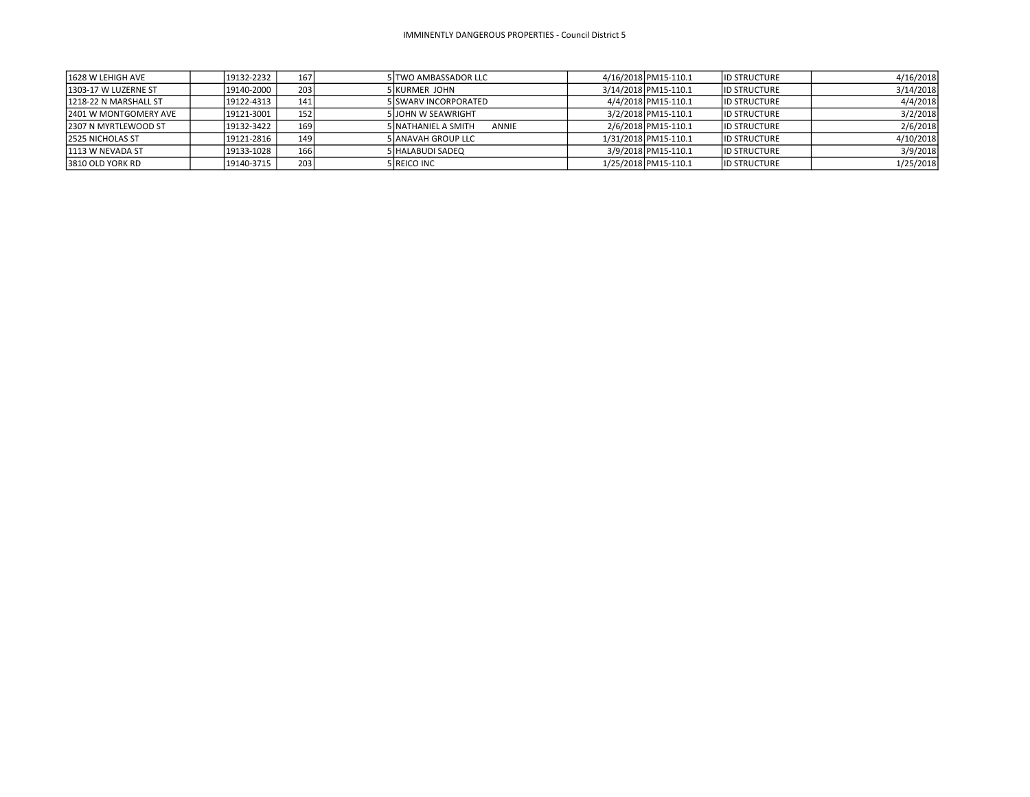# IMMINENTLY DANGEROUS PROPERTIES - Council District 5

| | | | | | | | | | |
|---|---|---|---|---|---|---|---|---|---|
| 1628 W LEHIGH AVE | | 19132-2232 | 167 | 5 | TWO AMBASSADOR LLC | 4/16/2018 | PM15-110.1 | ID STRUCTURE | 4/16/2018 |
| 1303-17 W LUZERNE ST | | 19140-2000 | 203 | 5 | KURMER JOHN | 3/14/2018 | PM15-110.1 | ID STRUCTURE | 3/14/2018 |
| 1218-22 N MARSHALL ST | | 19122-4313 | 141 | 5 | SWARV INCORPORATED | 4/4/2018 | PM15-110.1 | ID STRUCTURE | 4/4/2018 |
| 2401 W MONTGOMERY AVE | | 19121-3001 | 152 | 5 | JOHN W SEAWRIGHT | 3/2/2018 | PM15-110.1 | ID STRUCTURE | 3/2/2018 |
| 2307 N MYRTLEWOOD ST | | 19132-3422 | 169 | 5 | NATHANIEL A SMITH ANNIE | 2/6/2018 | PM15-110.1 | ID STRUCTURE | 2/6/2018 |
| 2525 NICHOLAS ST | | 19121-2816 | 149 | 5 | ANAVAH GROUP LLC | 1/31/2018 | PM15-110.1 | ID STRUCTURE | 4/10/2018 |
| 1113 W NEVADA ST | | 19133-1028 | 166 | 5 | HALABUDI SADEQ | 3/9/2018 | PM15-110.1 | ID STRUCTURE | 3/9/2018 |
| 3810 OLD YORK RD | | 19140-3715 | 203 | 5 | REICO INC | 1/25/2018 | PM15-110.1 | ID STRUCTURE | 1/25/2018 |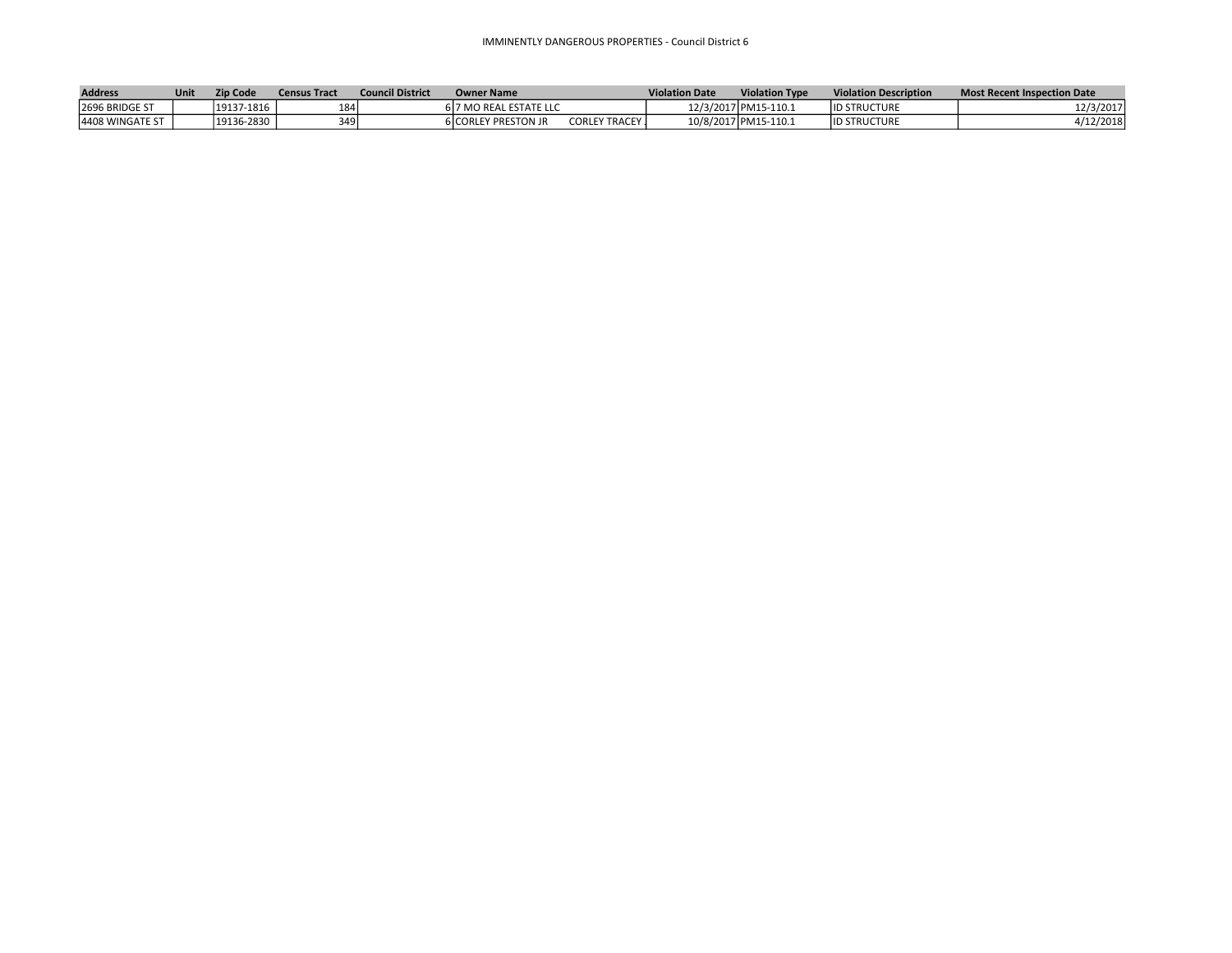IMMINENTLY DANGEROUS PROPERTIES - Council District 6

| Address | Unit | Zip Code | Census Tract | Council District | Owner Name | | Violation Date | Violation Type | Violation Description | Most Recent Inspection Date |
|---|---|---|---|---|---|---|---|---|---|---|
| 2696 BRIDGE ST | | 19137-1816 | 184 | 6 | 7 MO REAL ESTATE LLC | | 12/3/2017 | PM15-110.1 | ID STRUCTURE | 12/3/2017 |
| 4408 WINGATE ST | | 19136-2830 | 349 | 6 | CORLEY PRESTON JR | CORLEY TRACEY . | 10/8/2017 | PM15-110.1 | ID STRUCTURE | 4/12/2018 |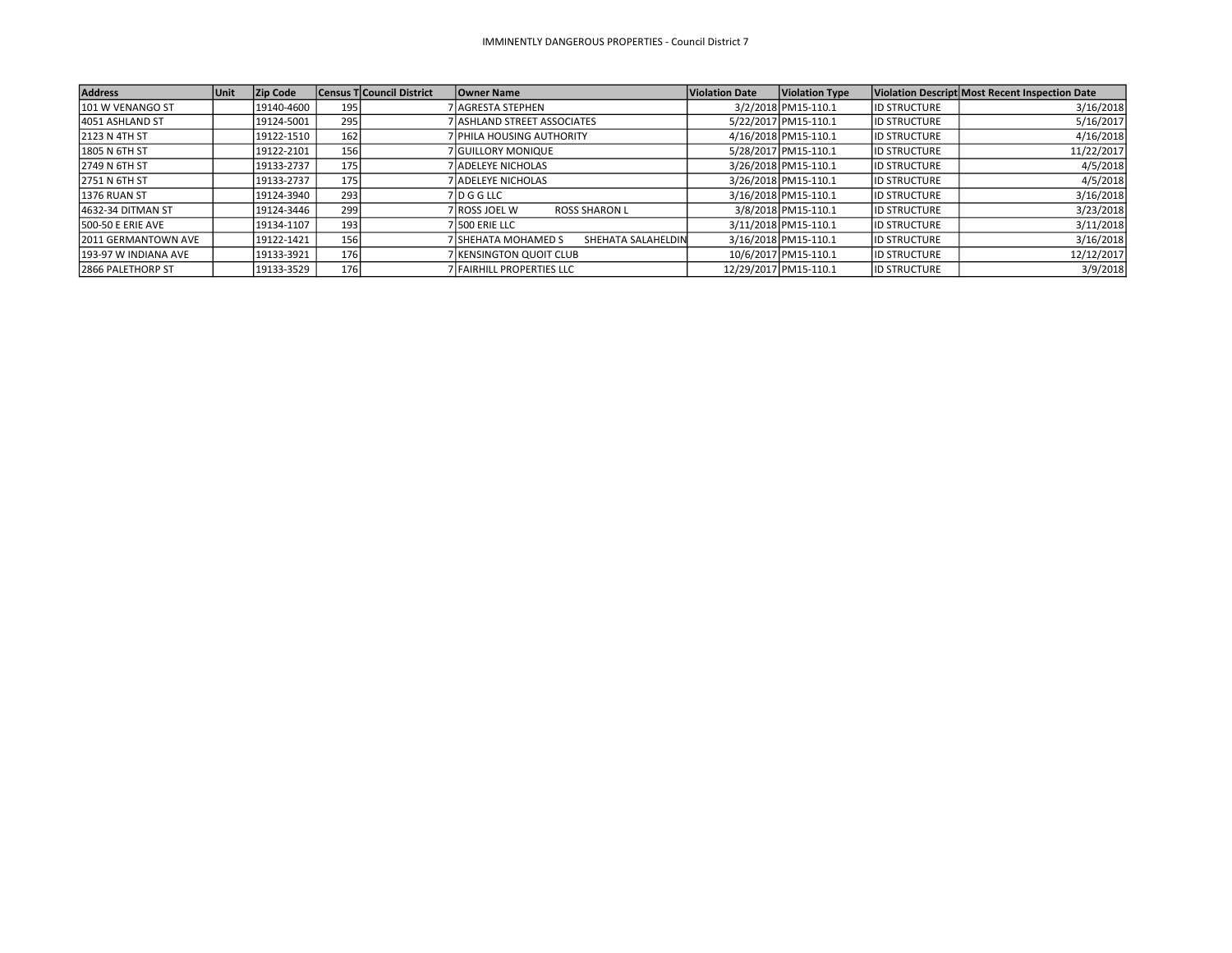IMMINENTLY DANGEROUS PROPERTIES - Council District 7

| Address | Unit | Zip Code | Census T | Council District | Owner Name | Violation Date | Violation Type | Violation Descript | Most Recent Inspection Date |
|---|---|---|---|---|---|---|---|---|---|
| 101 W VENANGO ST | | 19140-4600 | 195 | 7 | AGRESTA STEPHEN | 3/2/2018 | PM15-110.1 | ID STRUCTURE | 3/16/2018 |
| 4051 ASHLAND ST | | 19124-5001 | 295 | 7 | ASHLAND STREET ASSOCIATES | 5/22/2017 | PM15-110.1 | ID STRUCTURE | 5/16/2017 |
| 2123 N 4TH ST | | 19122-1510 | 162 | 7 | PHILA HOUSING AUTHORITY | 4/16/2018 | PM15-110.1 | ID STRUCTURE | 4/16/2018 |
| 1805 N 6TH ST | | 19122-2101 | 156 | 7 | GUILLORY MONIQUE | 5/28/2017 | PM15-110.1 | ID STRUCTURE | 11/22/2017 |
| 2749 N 6TH ST | | 19133-2737 | 175 | 7 | ADELEYE NICHOLAS | 3/26/2018 | PM15-110.1 | ID STRUCTURE | 4/5/2018 |
| 2751 N 6TH ST | | 19133-2737 | 175 | 7 | ADELEYE NICHOLAS | 3/26/2018 | PM15-110.1 | ID STRUCTURE | 4/5/2018 |
| 1376 RUAN ST | | 19124-3940 | 293 | 7 | D G G LLC | 3/16/2018 | PM15-110.1 | ID STRUCTURE | 3/16/2018 |
| 4632-34 DITMAN ST | | 19124-3446 | 299 | 7 | ROSS JOEL W ROSS SHARON L | 3/8/2018 | PM15-110.1 | ID STRUCTURE | 3/23/2018 |
| 500-50 E ERIE AVE | | 19134-1107 | 193 | 7 | 500 ERIE LLC | 3/11/2018 | PM15-110.1 | ID STRUCTURE | 3/11/2018 |
| 2011 GERMANTOWN AVE | | 19122-1421 | 156 | 7 | SHEHATA MOHAMED S SHEHATA SALAHELDIN | 3/16/2018 | PM15-110.1 | ID STRUCTURE | 3/16/2018 |
| 193-97 W INDIANA AVE | | 19133-3921 | 176 | 7 | KENSINGTON QUOIT CLUB | 10/6/2017 | PM15-110.1 | ID STRUCTURE | 12/12/2017 |
| 2866 PALETHORP ST | | 19133-3529 | 176 | 7 | FAIRHILL PROPERTIES LLC | 12/29/2017 | PM15-110.1 | ID STRUCTURE | 3/9/2018 |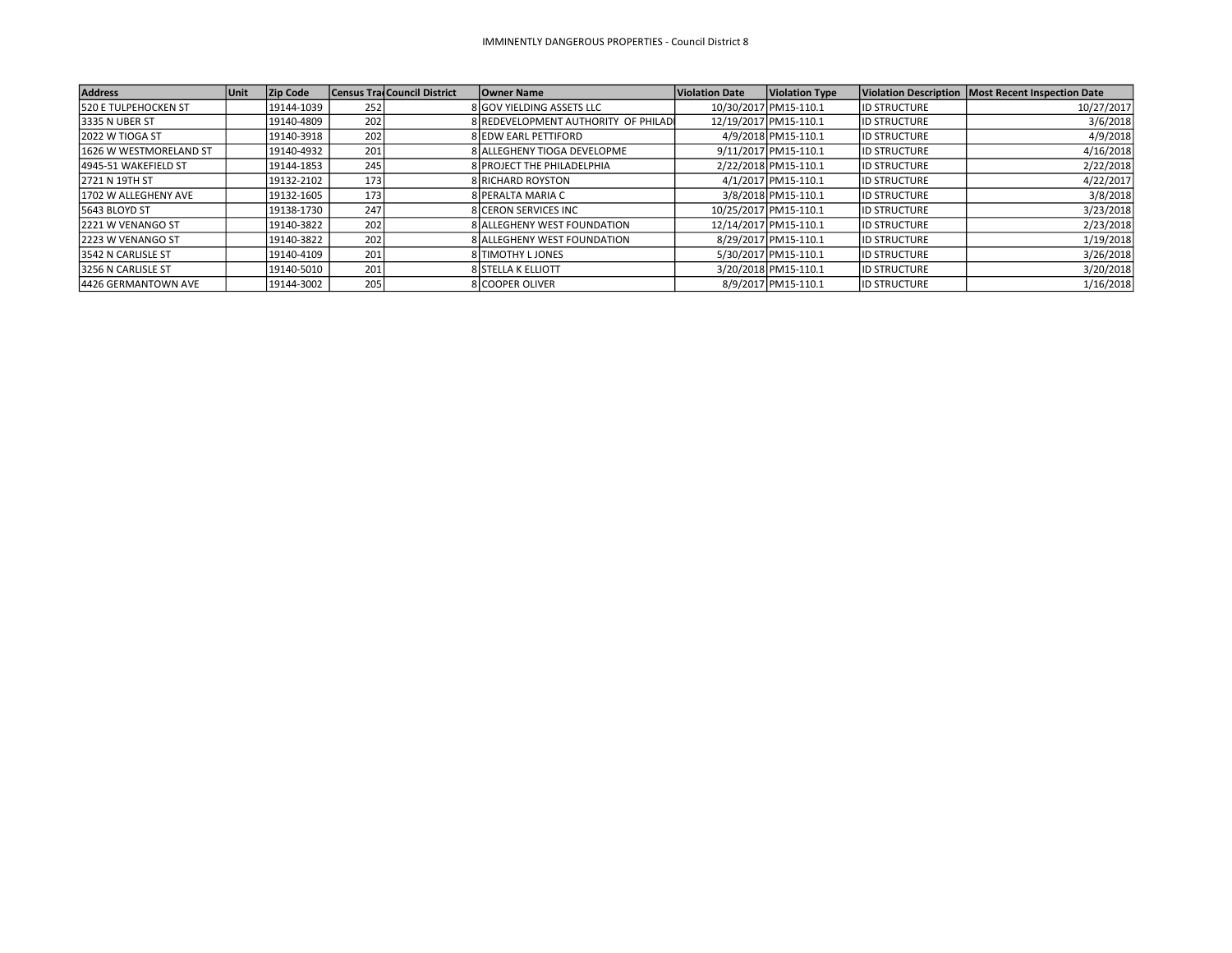IMMINENTLY DANGEROUS PROPERTIES - Council District 8

| Address | Unit | Zip Code | Census Tra | Council District | Owner Name | Violation Date | Violation Type | Violation Description | Most Recent Inspection Date |
|---|---|---|---|---|---|---|---|---|---|
| 520 E TULPEHOCKEN ST | | 19144-1039 | 252 | 8 | GOV YIELDING ASSETS LLC | 10/30/2017 | PM15-110.1 | ID STRUCTURE | 10/27/2017 |
| 3335 N UBER ST | | 19140-4809 | 202 | 8 | REDEVELOPMENT AUTHORITY OF PHILADI | 12/19/2017 | PM15-110.1 | ID STRUCTURE | 3/6/2018 |
| 2022 W TIOGA ST | | 19140-3918 | 202 | 8 | EDW EARL PETTIFORD | 4/9/2018 | PM15-110.1 | ID STRUCTURE | 4/9/2018 |
| 1626 W WESTMORELAND ST | | 19140-4932 | 201 | 8 | ALLEGHENY TIOGA DEVELOPME | 9/11/2017 | PM15-110.1 | ID STRUCTURE | 4/16/2018 |
| 4945-51 WAKEFIELD ST | | 19144-1853 | 245 | 8 | PROJECT THE PHILADELPHIA | 2/22/2018 | PM15-110.1 | ID STRUCTURE | 2/22/2018 |
| 2721 N 19TH ST | | 19132-2102 | 173 | 8 | RICHARD ROYSTON | 4/1/2017 | PM15-110.1 | ID STRUCTURE | 4/22/2017 |
| 1702 W ALLEGHENY AVE | | 19132-1605 | 173 | 8 | PERALTA MARIA C | 3/8/2018 | PM15-110.1 | ID STRUCTURE | 3/8/2018 |
| 5643 BLOYD ST | | 19138-1730 | 247 | 8 | CERON SERVICES INC | 10/25/2017 | PM15-110.1 | ID STRUCTURE | 3/23/2018 |
| 2221 W VENANGO ST | | 19140-3822 | 202 | 8 | ALLEGHENY WEST FOUNDATION | 12/14/2017 | PM15-110.1 | ID STRUCTURE | 2/23/2018 |
| 2223 W VENANGO ST | | 19140-3822 | 202 | 8 | ALLEGHENY WEST FOUNDATION | 8/29/2017 | PM15-110.1 | ID STRUCTURE | 1/19/2018 |
| 3542 N CARLISLE ST | | 19140-4109 | 201 | 8 | TIMOTHY L JONES | 5/30/2017 | PM15-110.1 | ID STRUCTURE | 3/26/2018 |
| 3256 N CARLISLE ST | | 19140-5010 | 201 | 8 | STELLA K ELLIOTT | 3/20/2018 | PM15-110.1 | ID STRUCTURE | 3/20/2018 |
| 4426 GERMANTOWN AVE | | 19144-3002 | 205 | 8 | COOPER OLIVER | 8/9/2017 | PM15-110.1 | ID STRUCTURE | 1/16/2018 |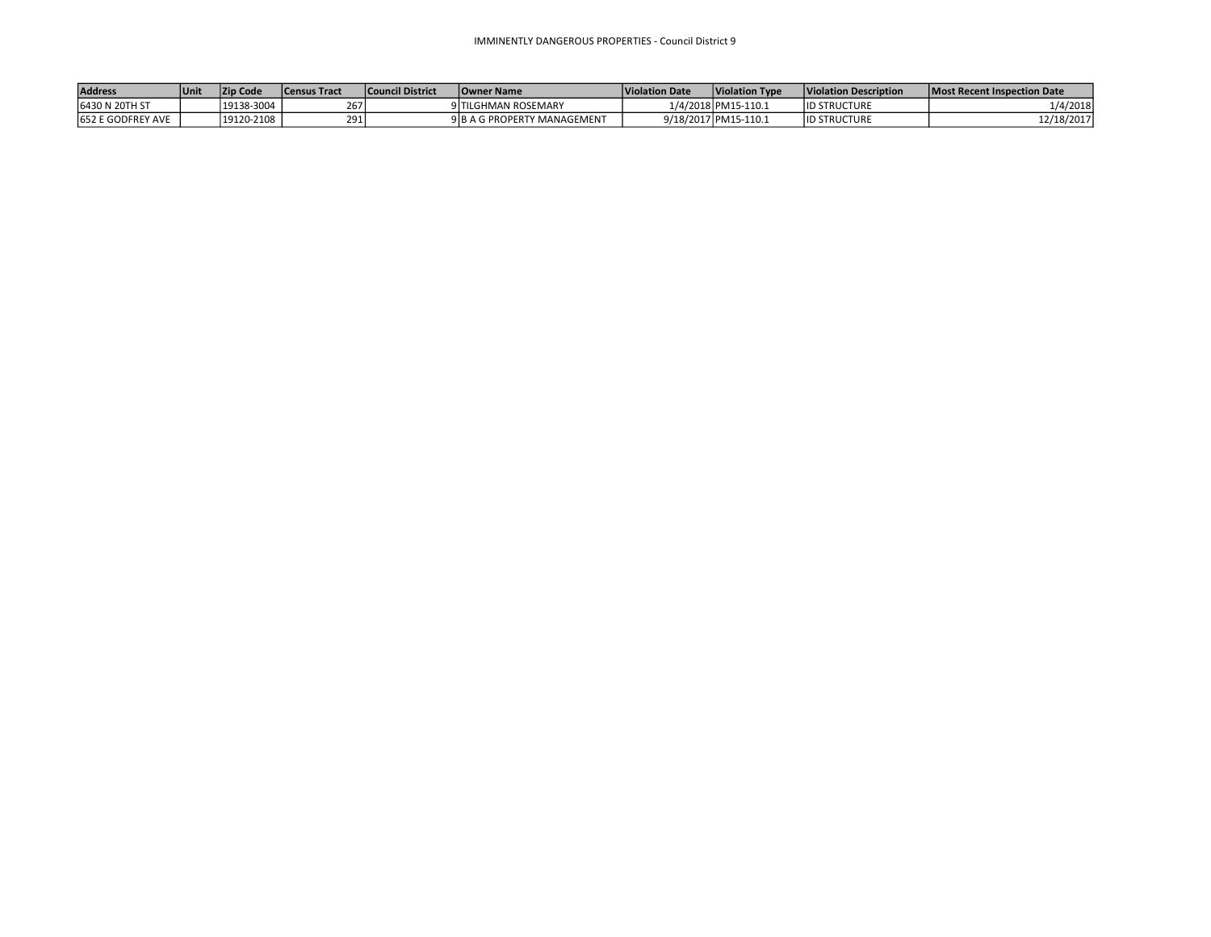IMMINENTLY DANGEROUS PROPERTIES - Council District 9

| Address | Unit | Zip Code | Census Tract | Council District | Owner Name | Violation Date | Violation Type | Violation Description | Most Recent Inspection Date |
|---|---|---|---|---|---|---|---|---|---|
| 6430 N 20TH ST | | 19138-3004 | 267 | 9 | TILGHMAN ROSEMARY | 1/4/2018 | PM15-110.1 | ID STRUCTURE | 1/4/2018 |
| 652 E GODFREY AVE | | 19120-2108 | 291 | 9 | B A G PROPERTY MANAGEMENT | 9/18/2017 | PM15-110.1 | ID STRUCTURE | 12/18/2017 |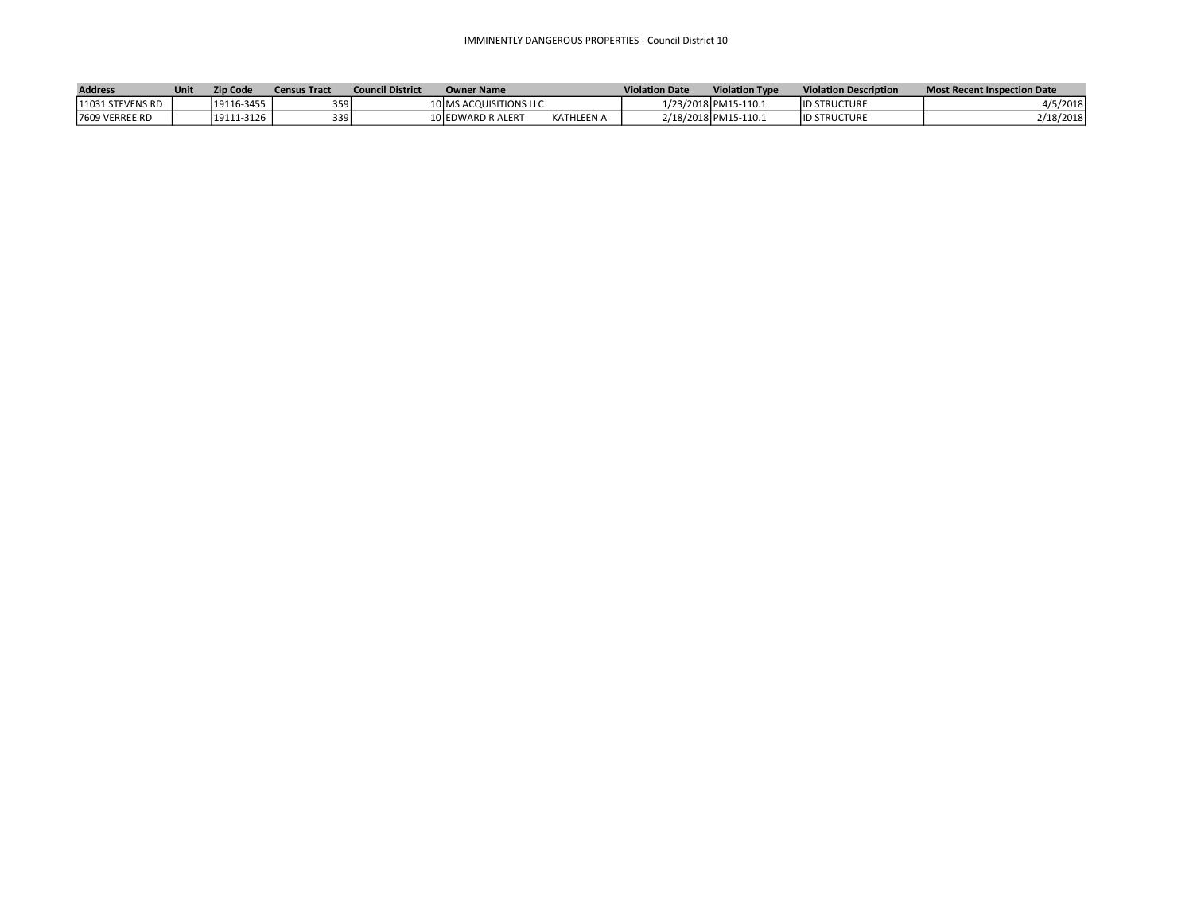IMMINENTLY DANGEROUS PROPERTIES - Council District 10

| Address | Unit | Zip Code | Census Tract | Council District | Owner Name | | Violation Date | Violation Type | Violation Description | Most Recent Inspection Date |
|---|---|---|---|---|---|---|---|---|---|---|
| 11031 STEVENS RD | | 19116-3455 | 359 | 10 | MS ACQUISITIONS LLC | | 1/23/2018 | PM15-110.1 | ID STRUCTURE | 4/5/2018 |
| 7609 VERREE RD | | 19111-3126 | 339 | 10 | EDWARD R ALERT | KATHLEEN A | 2/18/2018 | PM15-110.1 | ID STRUCTURE | 2/18/2018 |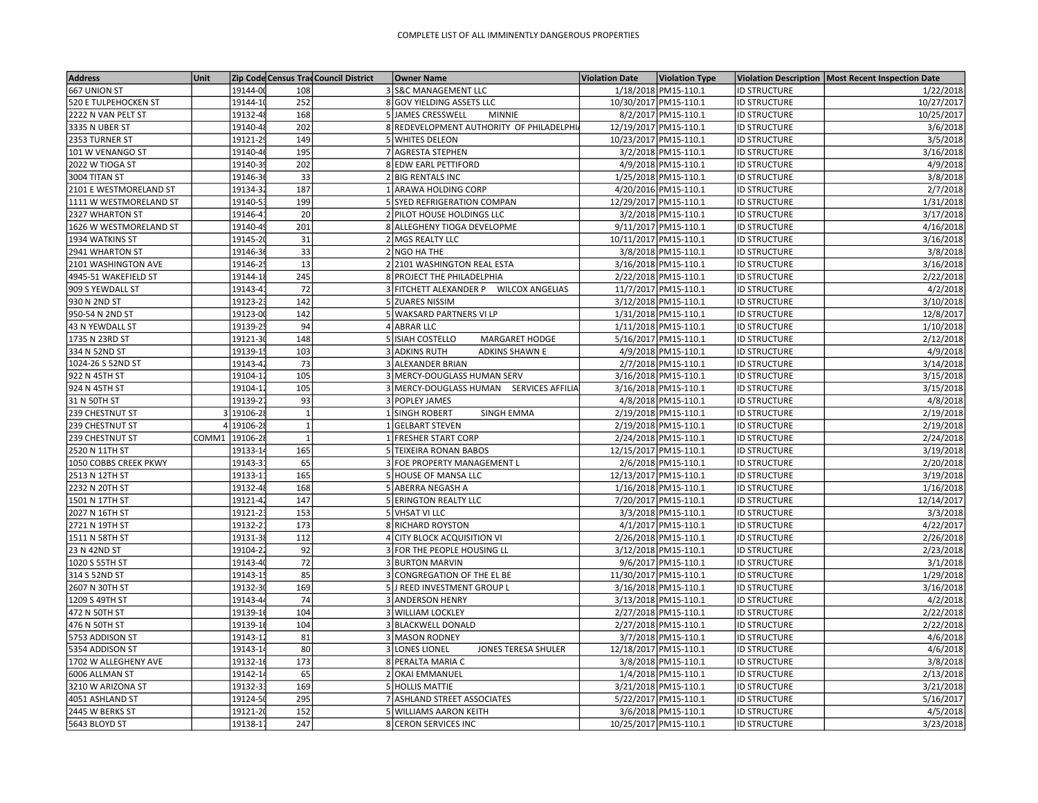COMPLETE LIST OF ALL IMMINENTLY DANGEROUS PROPERTIES

| Address | Unit | Zip Code | Census Trac | Council District | Owner Name | Violation Date | Violation Type | Violation Description | Most Recent Inspection Date |
|---|---|---|---|---|---|---|---|---|---|
| 667 UNION ST | | 19144-00 | 108 | 3 | S&C MANAGEMENT LLC | 1/18/2018 | PM15-110.1 | ID STRUCTURE | 1/22/2018 |
| 520 E TULPEHOCKEN ST | | 19144-10 | 252 | 8 | GOV YIELDING ASSETS LLC | 10/30/2017 | PM15-110.1 | ID STRUCTURE | 10/27/2017 |
| 2222 N VAN PELT ST | | 19132-48 | 168 | 5 | JAMES CRESSWELL MINNIE | 8/2/2017 | PM15-110.1 | ID STRUCTURE | 10/25/2017 |
| 3335 N UBER ST | | 19140-48 | 202 | 8 | REDEVELOPMENT AUTHORITY OF PHILADELPHI | 12/19/2017 | PM15-110.1 | ID STRUCTURE | 3/6/2018 |
| 2353 TURNER ST | | 19121-29 | 149 | 5 | WHITES DELEON | 10/23/2017 | PM15-110.1 | ID STRUCTURE | 3/5/2018 |
| 101 W VENANGO ST | | 19140-46 | 195 | 7 | AGRESTA STEPHEN | 3/2/2018 | PM15-110.1 | ID STRUCTURE | 3/16/2018 |
| 2022 W TIOGA ST | | 19140-39 | 202 | 8 | EDW EARL PETTIFORD | 4/9/2018 | PM15-110.1 | ID STRUCTURE | 4/9/2018 |
| 3004 TITAN ST | | 19146-36 | 33 | 2 | BIG RENTALS INC | 1/25/2018 | PM15-110.1 | ID STRUCTURE | 3/8/2018 |
| 2101 E WESTMORELAND ST | | 19134-32 | 187 | 1 | ARAWA HOLDING CORP | 4/20/2016 | PM15-110.1 | ID STRUCTURE | 2/7/2018 |
| 1111 W WESTMORELAND ST | | 19140-53 | 199 | 5 | SYED REFRIGERATION COMPAN | 12/29/2017 | PM15-110.1 | ID STRUCTURE | 1/31/2018 |
| 2327 WHARTON ST | | 19146-41 | 20 | 2 | PILOT HOUSE HOLDINGS LLC | 3/2/2018 | PM15-110.1 | ID STRUCTURE | 3/17/2018 |
| 1626 W WESTMORELAND ST | | 19140-49 | 201 | 8 | ALLEGHENY TIOGA DEVELOPME | 9/11/2017 | PM15-110.1 | ID STRUCTURE | 4/16/2018 |
| 1934 WATKINS ST | | 19145-20 | 31 | 2 | MGS REALTY LLC | 10/11/2017 | PM15-110.1 | ID STRUCTURE | 3/16/2018 |
| 2941 WHARTON ST | | 19146-36 | 33 | 2 | NGO HA THE | 3/8/2018 | PM15-110.1 | ID STRUCTURE | 3/8/2018 |
| 2101 WASHINGTON AVE | | 19146-25 | 13 | 2 | 2101 WASHINGTON REAL ESTA | 3/16/2018 | PM15-110.1 | ID STRUCTURE | 3/16/2018 |
| 4945-51 WAKEFIELD ST | | 19144-18 | 245 | 8 | PROJECT THE PHILADELPHIA | 2/22/2018 | PM15-110.1 | ID STRUCTURE | 2/22/2018 |
| 909 S YEWDALL ST | | 19143-41 | 72 | 3 | FITCHETT ALEXANDER P WILCOX ANGELIAS | 11/7/2017 | PM15-110.1 | ID STRUCTURE | 4/2/2018 |
| 930 N 2ND ST | | 19123-23 | 142 | 5 | ZUARES NISSIM | 3/12/2018 | PM15-110.1 | ID STRUCTURE | 3/10/2018 |
| 950-54 N 2ND ST | | 19123-00 | 142 | 5 | WAKSARD PARTNERS VI LP | 1/31/2018 | PM15-110.1 | ID STRUCTURE | 12/8/2017 |
| 43 N YEWDALL ST | | 19139-25 | 94 | 4 | ABRAR LLC | 1/11/2018 | PM15-110.1 | ID STRUCTURE | 1/10/2018 |
| 1735 N 23RD ST | | 19121-30 | 148 | 5 | ISIAH COSTELLO MARGARET HODGE | 5/16/2017 | PM15-110.1 | ID STRUCTURE | 2/12/2018 |
| 334 N 52ND ST | | 19139-19 | 103 | 3 | ADKINS RUTH ADKINS SHAWN E | 4/9/2018 | PM15-110.1 | ID STRUCTURE | 4/9/2018 |
| 1024-26 S 52ND ST | | 19143-42 | 73 | 3 | ALEXANDER BRIAN | 2/7/2018 | PM15-110.1 | ID STRUCTURE | 3/14/2018 |
| 922 N 45TH ST | | 19104-12 | 105 | 3 | MERCY-DOUGLASS HUMAN SERV | 3/16/2018 | PM15-110.1 | ID STRUCTURE | 3/15/2018 |
| 924 N 45TH ST | | 19104-12 | 105 | 3 | MERCY-DOUGLASS HUMAN SERVICES AFFILIA | 3/16/2018 | PM15-110.1 | ID STRUCTURE | 3/15/2018 |
| 31 N 50TH ST | | 19139-27 | 93 | 3 | POPLEY JAMES | 4/8/2018 | PM15-110.1 | ID STRUCTURE | 4/8/2018 |
| 239 CHESTNUT ST | 3 | 19106-28 | 1 | 1 | SINGH ROBERT SINGH EMMA | 2/19/2018 | PM15-110.1 | ID STRUCTURE | 2/19/2018 |
| 239 CHESTNUT ST | 4 | 19106-28 | 1 | 1 | GELBART STEVEN | 2/19/2018 | PM15-110.1 | ID STRUCTURE | 2/19/2018 |
| 239 CHESTNUT ST | COMM1 | 19106-28 | 1 | 1 | FRESHER START CORP | 2/24/2018 | PM15-110.1 | ID STRUCTURE | 2/24/2018 |
| 2520 N 11TH ST | | 19133-14 | 165 | 5 | TEIXEIRA RONAN BABOS | 12/15/2017 | PM15-110.1 | ID STRUCTURE | 3/19/2018 |
| 1050 COBBS CREEK PKWY | | 19143-31 | 65 | 3 | FOE PROPERTY MANAGEMENT L | 2/6/2018 | PM15-110.1 | ID STRUCTURE | 2/20/2018 |
| 2513 N 12TH ST | | 19133-11 | 165 | 5 | HOUSE OF MANSA LLC | 12/13/2017 | PM15-110.1 | ID STRUCTURE | 3/19/2018 |
| 2232 N 20TH ST | | 19132-48 | 168 | 5 | ABERRA NEGASH A | 1/16/2018 | PM15-110.1 | ID STRUCTURE | 1/16/2018 |
| 1501 N 17TH ST | | 19121-42 | 147 | 5 | ERINGTON REALTY LLC | 7/20/2017 | PM15-110.1 | ID STRUCTURE | 12/14/2017 |
| 2027 N 16TH ST | | 19121-23 | 153 | 5 | VHSAT VI LLC | 3/3/2018 | PM15-110.1 | ID STRUCTURE | 3/3/2018 |
| 2721 N 19TH ST | | 19132-21 | 173 | 8 | RICHARD ROYSTON | 4/1/2017 | PM15-110.1 | ID STRUCTURE | 4/22/2017 |
| 1511 N 58TH ST | | 19131-38 | 112 | 4 | CITY BLOCK ACQUISITION VI | 2/26/2018 | PM15-110.1 | ID STRUCTURE | 2/26/2018 |
| 23 N 42ND ST | | 19104-22 | 92 | 3 | FOR THE PEOPLE HOUSING LL | 3/12/2018 | PM15-110.1 | ID STRUCTURE | 2/23/2018 |
| 1020 S 55TH ST | | 19143-40 | 72 | 3 | BURTON MARVIN | 9/6/2017 | PM15-110.1 | ID STRUCTURE | 3/1/2018 |
| 314 S 52ND ST | | 19143-19 | 85 | 3 | CONGREGATION OF THE EL BE | 11/30/2017 | PM15-110.1 | ID STRUCTURE | 1/29/2018 |
| 2607 N 30TH ST | | 19132-30 | 169 | 5 | J REED INVESTMENT GROUP L | 3/16/2018 | PM15-110.1 | ID STRUCTURE | 3/16/2018 |
| 1209 S 49TH ST | | 19143-44 | 74 | 3 | ANDERSON HENRY | 3/13/2018 | PM15-110.1 | ID STRUCTURE | 4/2/2018 |
| 472 N 50TH ST | | 19139-16 | 104 | 3 | WILLIAM LOCKLEY | 2/27/2018 | PM15-110.1 | ID STRUCTURE | 2/22/2018 |
| 476 N 50TH ST | | 19139-16 | 104 | 3 | BLACKWELL DONALD | 2/27/2018 | PM15-110.1 | ID STRUCTURE | 2/22/2018 |
| 5753 ADDISON ST | | 19143-12 | 81 | 3 | MASON RODNEY | 3/7/2018 | PM15-110.1 | ID STRUCTURE | 4/6/2018 |
| 5354 ADDISON ST | | 19143-14 | 80 | 3 | LONES LIONEL JONES TERESA SHULER | 12/18/2017 | PM15-110.1 | ID STRUCTURE | 4/6/2018 |
| 1702 W ALLEGHENY AVE | | 19132-16 | 173 | 8 | PERALTA MARIA C | 3/8/2018 | PM15-110.1 | ID STRUCTURE | 3/8/2018 |
| 6006 ALLMAN ST | | 19142-14 | 65 | 2 | OKAI EMMANUEL | 1/4/2018 | PM15-110.1 | ID STRUCTURE | 2/13/2018 |
| 3210 W ARIZONA ST | | 19132-33 | 169 | 5 | HOLLIS MATTIE | 3/21/2018 | PM15-110.1 | ID STRUCTURE | 3/21/2018 |
| 4051 ASHLAND ST | | 19124-50 | 295 | 7 | ASHLAND STREET ASSOCIATES | 5/22/2017 | PM15-110.1 | ID STRUCTURE | 5/16/2017 |
| 2445 W BERKS ST | | 19121-20 | 152 | 5 | WILLIAMS AARON KEITH | 3/6/2018 | PM15-110.1 | ID STRUCTURE | 4/5/2018 |
| 5643 BLOYD ST | | 19138-17 | 247 | 8 | CERON SERVICES INC | 10/25/2017 | PM15-110.1 | ID STRUCTURE | 3/23/2018 |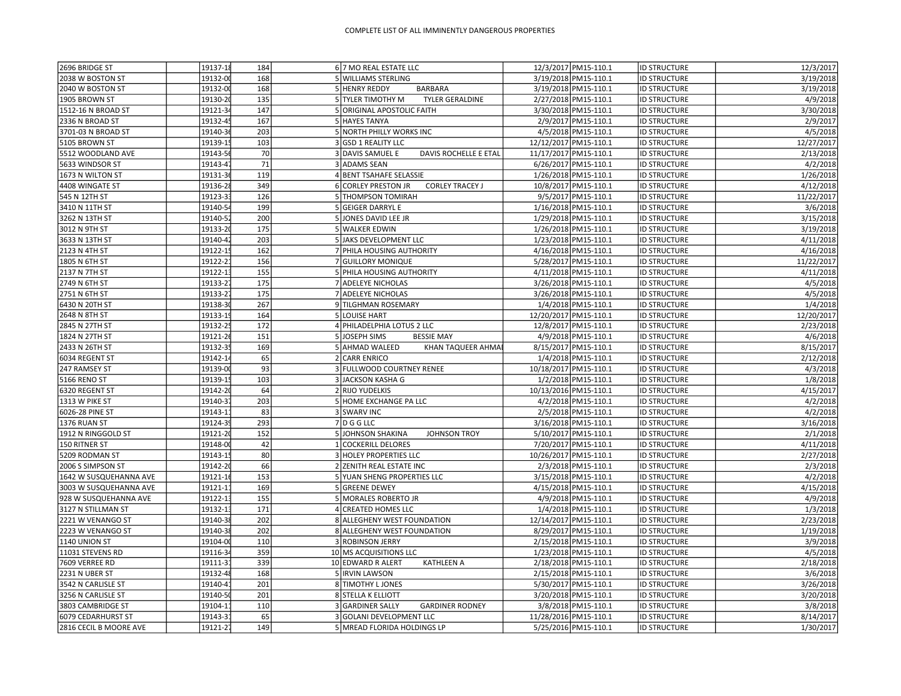COMPLETE LIST OF ALL IMMINENTLY DANGEROUS PROPERTIES

| | | | | | | | | | |
|---|---|---|---|---|---|---|---|---|---|
| 2696 BRIDGE ST | | 19137-18 | 184 | 6 | 7 MO REAL ESTATE LLC | 12/3/2017 | PM15-110.1 | ID STRUCTURE | 12/3/2017 |
| 2038 W BOSTON ST | | 19132-00 | 168 | 5 | WILLIAMS STERLING | 3/19/2018 | PM15-110.1 | ID STRUCTURE | 3/19/2018 |
| 2040 W BOSTON ST | | 19132-00 | 168 | 5 | HENRY REDDY BARBARA | 3/19/2018 | PM15-110.1 | ID STRUCTURE | 3/19/2018 |
| 1905 BROWN ST | | 19130-20 | 135 | 5 | TYLER TIMOTHY M TYLER GERALDINE | 2/27/2018 | PM15-110.1 | ID STRUCTURE | 4/9/2018 |
| 1512-16 N BROAD ST | | 19121-34 | 147 | 5 | ORIGINAL APOSTOLIC FAITH | 3/30/2018 | PM15-110.1 | ID STRUCTURE | 3/30/2018 |
| 2336 N BROAD ST | | 19132-45 | 167 | 5 | HAYES TANYA | 2/9/2017 | PM15-110.1 | ID STRUCTURE | 2/9/2017 |
| 3701-03 N BROAD ST | | 19140-36 | 203 | 5 | NORTH PHILLY WORKS INC | 4/5/2018 | PM15-110.1 | ID STRUCTURE | 4/5/2018 |
| 5105 BROWN ST | | 19139-15 | 103 | 3 | GSD 1 REALITY LLC | 12/12/2017 | PM15-110.1 | ID STRUCTURE | 12/27/2017 |
| 5512 WOODLAND AVE | | 19143-56 | 70 | 3 | DAVIS SAMUEL E DAVIS ROCHELLE E ETAL | 11/17/2017 | PM15-110.1 | ID STRUCTURE | 2/13/2018 |
| 5633 WINDSOR ST | | 19143-47 | 71 | 3 | ADAMS SEAN | 6/26/2017 | PM15-110.1 | ID STRUCTURE | 4/2/2018 |
| 1673 N WILTON ST | | 19131-36 | 119 | 4 | BENT TSAHAFE SELASSIE | 1/26/2018 | PM15-110.1 | ID STRUCTURE | 1/26/2018 |
| 4408 WINGATE ST | | 19136-28 | 349 | 6 | CORLEY PRESTON JR CORLEY TRACEY J | 10/8/2017 | PM15-110.1 | ID STRUCTURE | 4/12/2018 |
| 545 N 12TH ST | | 19123-33 | 126 | 5 | THOMPSON TOMIRAH | 9/5/2017 | PM15-110.1 | ID STRUCTURE | 11/22/2017 |
| 3410 N 11TH ST | | 19140-54 | 199 | 5 | GEIGER DARRYL E | 1/16/2018 | PM15-110.1 | ID STRUCTURE | 3/6/2018 |
| 3262 N 13TH ST | | 19140-52 | 200 | 5 | JONES DAVID LEE JR | 1/29/2018 | PM15-110.1 | ID STRUCTURE | 3/15/2018 |
| 3012 N 9TH ST | | 19133-20 | 175 | 5 | WALKER EDWIN | 1/26/2018 | PM15-110.1 | ID STRUCTURE | 3/19/2018 |
| 3633 N 13TH ST | | 19140-42 | 203 | 5 | JAKS DEVELOPMENT LLC | 1/23/2018 | PM15-110.1 | ID STRUCTURE | 4/11/2018 |
| 2123 N 4TH ST | | 19122-19 | 162 | 7 | PHILA HOUSING AUTHORITY | 4/16/2018 | PM15-110.1 | ID STRUCTURE | 4/16/2018 |
| 1805 N 6TH ST | | 19122-21 | 156 | 7 | GUILLORY MONIQUE | 5/28/2017 | PM15-110.1 | ID STRUCTURE | 11/22/2017 |
| 2137 N 7TH ST | | 19122-13 | 155 | 5 | PHILA HOUSING AUTHORITY | 4/11/2018 | PM15-110.1 | ID STRUCTURE | 4/11/2018 |
| 2749 N 6TH ST | | 19133-27 | 175 | 7 | ADELEYE NICHOLAS | 3/26/2018 | PM15-110.1 | ID STRUCTURE | 4/5/2018 |
| 2751 N 6TH ST | | 19133-27 | 175 | 7 | ADELEYE NICHOLAS | 3/26/2018 | PM15-110.1 | ID STRUCTURE | 4/5/2018 |
| 6430 N 20TH ST | | 19138-30 | 267 | 9 | TILGHMAN ROSEMARY | 1/4/2018 | PM15-110.1 | ID STRUCTURE | 1/4/2018 |
| 2648 N 8TH ST | | 19133-19 | 164 | 5 | LOUISE HART | 12/20/2017 | PM15-110.1 | ID STRUCTURE | 12/20/2017 |
| 2845 N 27TH ST | | 19132-25 | 172 | 4 | PHILADELPHIA LOTUS 2 LLC | 12/8/2017 | PM15-110.1 | ID STRUCTURE | 2/23/2018 |
| 1824 N 27TH ST | | 19121-26 | 151 | 5 | JOSEPH SIMS BESSIE MAY | 4/9/2018 | PM15-110.1 | ID STRUCTURE | 4/6/2018 |
| 2433 N 26TH ST | | 19132-39 | 169 | 5 | AHMAD WALEED KHAN TAQUEER AHMAI | 8/15/2017 | PM15-110.1 | ID STRUCTURE | 8/15/2017 |
| 6034 REGENT ST | | 19142-14 | 65 | 2 | CARR ENRICO | 1/4/2018 | PM15-110.1 | ID STRUCTURE | 2/12/2018 |
| 247 RAMSEY ST | | 19139-00 | 93 | 3 | FULLWOOD COURTNEY RENEE | 10/18/2017 | PM15-110.1 | ID STRUCTURE | 4/3/2018 |
| 5166 RENO ST | | 19139-15 | 103 | 3 | JACKSON KASHA G | 1/2/2018 | PM15-110.1 | ID STRUCTURE | 1/8/2018 |
| 6320 REGENT ST | | 19142-20 | 64 | 2 | RIJO YUDELKIS | 10/13/2016 | PM15-110.1 | ID STRUCTURE | 4/15/2017 |
| 1313 W PIKE ST | | 19140-37 | 203 | 5 | HOME EXCHANGE PA LLC | 4/2/2018 | PM15-110.1 | ID STRUCTURE | 4/2/2018 |
| 6026-28 PINE ST | | 19143-11 | 83 | 3 | SWARV INC | 2/5/2018 | PM15-110.1 | ID STRUCTURE | 4/2/2018 |
| 1376 RUAN ST | | 19124-39 | 293 | 7 | D G G LLC | 3/16/2018 | PM15-110.1 | ID STRUCTURE | 3/16/2018 |
| 1912 N RINGGOLD ST | | 19121-20 | 152 | 5 | JOHNSON SHAKINA JOHNSON TROY | 5/10/2017 | PM15-110.1 | ID STRUCTURE | 2/1/2018 |
| 150 RITNER ST | | 19148-00 | 42 | 1 | COCKERILL DELORES | 7/20/2017 | PM15-110.1 | ID STRUCTURE | 4/11/2018 |
| 5209 RODMAN ST | | 19143-15 | 80 | 3 | HOLEY PROPERTIES LLC | 10/26/2017 | PM15-110.1 | ID STRUCTURE | 2/27/2018 |
| 2006 S SIMPSON ST | | 19142-20 | 66 | 2 | ZENITH REAL ESTATE INC | 2/3/2018 | PM15-110.1 | ID STRUCTURE | 2/3/2018 |
| 1642 W SUSQUEHANNA AVE | | 19121-16 | 153 | 5 | YUAN SHENG PROPERTIES LLC | 3/15/2018 | PM15-110.1 | ID STRUCTURE | 4/2/2018 |
| 3003 W SUSQUEHANNA AVE | | 19121-11 | 169 | 5 | GREENE DEWEY | 4/15/2018 | PM15-110.1 | ID STRUCTURE | 4/15/2018 |
| 928 W SUSQUEHANNA AVE | | 19122-13 | 155 | 5 | MORALES ROBERTO JR | 4/9/2018 | PM15-110.1 | ID STRUCTURE | 4/9/2018 |
| 3127 N STILLMAN ST | | 19132-13 | 171 | 4 | CREATED HOMES LLC | 1/4/2018 | PM15-110.1 | ID STRUCTURE | 1/3/2018 |
| 2221 W VENANGO ST | | 19140-38 | 202 | 8 | ALLEGHENY WEST FOUNDATION | 12/14/2017 | PM15-110.1 | ID STRUCTURE | 2/23/2018 |
| 2223 W VENANGO ST | | 19140-38 | 202 | 8 | ALLEGHENY WEST FOUNDATION | 8/29/2017 | PM15-110.1 | ID STRUCTURE | 1/19/2018 |
| 1140 UNION ST | | 19104-00 | 110 | 3 | ROBINSON JERRY | 2/15/2018 | PM15-110.1 | ID STRUCTURE | 3/9/2018 |
| 11031 STEVENS RD | | 19116-34 | 359 | 10 | MS ACQUISITIONS LLC | 1/23/2018 | PM15-110.1 | ID STRUCTURE | 4/5/2018 |
| 7609 VERREE RD | | 19111-31 | 339 | 10 | EDWARD R ALERT KATHLEEN A | 2/18/2018 | PM15-110.1 | ID STRUCTURE | 2/18/2018 |
| 2231 N UBER ST | | 19132-48 | 168 | 5 | IRVIN LAWSON | 2/15/2018 | PM15-110.1 | ID STRUCTURE | 3/6/2018 |
| 3542 N CARLISLE ST | | 19140-41 | 201 | 8 | TIMOTHY L JONES | 5/30/2017 | PM15-110.1 | ID STRUCTURE | 3/26/2018 |
| 3256 N CARLISLE ST | | 19140-50 | 201 | 8 | STELLA K ELLIOTT | 3/20/2018 | PM15-110.1 | ID STRUCTURE | 3/20/2018 |
| 3803 CAMBRIDGE ST | | 19104-11 | 110 | 3 | GARDINER SALLY GARDINER RODNEY | 3/8/2018 | PM15-110.1 | ID STRUCTURE | 3/8/2018 |
| 6079 CEDARHURST ST | | 19143-31 | 65 | 3 | GOLANI DEVELOPMENT LLC | 11/28/2016 | PM15-110.1 | ID STRUCTURE | 8/14/2017 |
| 2816 CECIL B MOORE AVE | | 19121-27 | 149 | 5 | MREAD FLORIDA HOLDINGS LP | 5/25/2016 | PM15-110.1 | ID STRUCTURE | 1/30/2017 |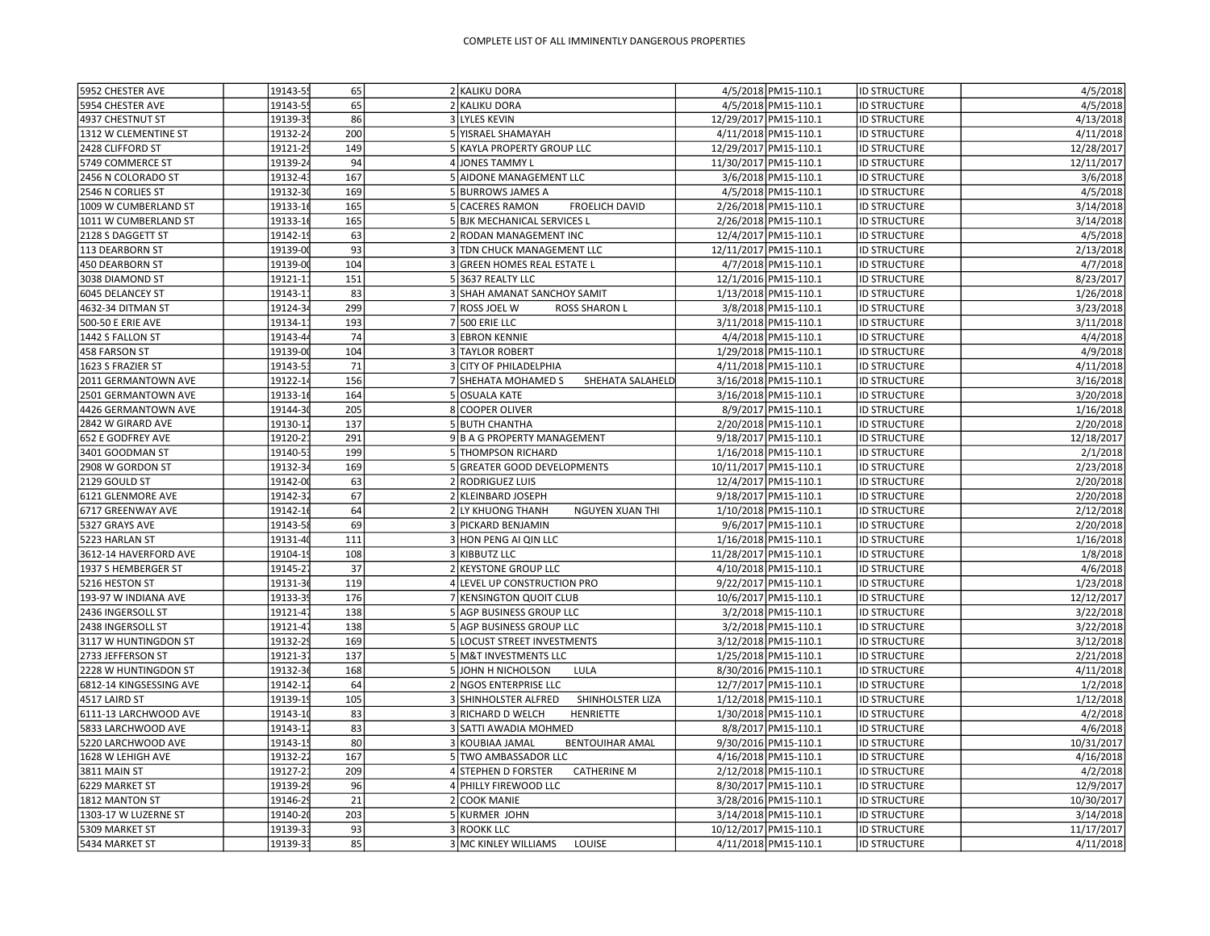COMPLETE LIST OF ALL IMMINENTLY DANGEROUS PROPERTIES

| | | | | | | | | | | |
|---|---|---|---|---|---|---|---|---|---|---|
| 5952 CHESTER AVE | | 19143-55 | 65 | 2 | KALIKU DORA | | 4/5/2018 | PM15-110.1 | ID STRUCTURE | 4/5/2018 |
| 5954 CHESTER AVE | | 19143-55 | 65 | 2 | KALIKU DORA | | 4/5/2018 | PM15-110.1 | ID STRUCTURE | 4/5/2018 |
| 4937 CHESTNUT ST | | 19139-35 | 86 | 3 | LYLES KEVIN | | 12/29/2017 | PM15-110.1 | ID STRUCTURE | 4/13/2018 |
| 1312 W CLEMENTINE ST | | 19132-24 | 200 | 5 | YISRAEL SHAMAYAH | | 4/11/2018 | PM15-110.1 | ID STRUCTURE | 4/11/2018 |
| 2428 CLIFFORD ST | | 19121-29 | 149 | 5 | KAYLA PROPERTY GROUP LLC | | 12/29/2017 | PM15-110.1 | ID STRUCTURE | 12/28/2017 |
| 5749 COMMERCE ST | | 19139-24 | 94 | 4 | JONES TAMMY L | | 11/30/2017 | PM15-110.1 | ID STRUCTURE | 12/11/2017 |
| 2456 N COLORADO ST | | 19132-43 | 167 | 5 | AIDONE MANAGEMENT LLC | | 3/6/2018 | PM15-110.1 | ID STRUCTURE | 3/6/2018 |
| 2546 N CORLIES ST | | 19132-30 | 169 | 5 | BURROWS JAMES A | | 4/5/2018 | PM15-110.1 | ID STRUCTURE | 4/5/2018 |
| 1009 W CUMBERLAND ST | | 19133-16 | 165 | 5 | CACERES RAMON | FROELICH DAVID | 2/26/2018 | PM15-110.1 | ID STRUCTURE | 3/14/2018 |
| 1011 W CUMBERLAND ST | | 19133-16 | 165 | 5 | BJK MECHANICAL SERVICES L | | 2/26/2018 | PM15-110.1 | ID STRUCTURE | 3/14/2018 |
| 2128 S DAGGETT ST | | 19142-19 | 63 | 2 | RODAN MANAGEMENT INC | | 12/4/2017 | PM15-110.1 | ID STRUCTURE | 4/5/2018 |
| 113 DEARBORN ST | | 19139-00 | 93 | 3 | TDN CHUCK MANAGEMENT LLC | | 12/11/2017 | PM15-110.1 | ID STRUCTURE | 2/13/2018 |
| 450 DEARBORN ST | | 19139-00 | 104 | 3 | GREEN HOMES REAL ESTATE L | | 4/7/2018 | PM15-110.1 | ID STRUCTURE | 4/7/2018 |
| 3038 DIAMOND ST | | 19121-11 | 151 | 5 | 3637 REALTY LLC | | 12/1/2016 | PM15-110.1 | ID STRUCTURE | 8/23/2017 |
| 6045 DELANCEY ST | | 19143-11 | 83 | 3 | SHAH AMANAT SANCHOY SAMIT | | 1/13/2018 | PM15-110.1 | ID STRUCTURE | 1/26/2018 |
| 4632-34 DITMAN ST | | 19124-34 | 299 | 7 | ROSS JOEL W | ROSS SHARON L | 3/8/2018 | PM15-110.1 | ID STRUCTURE | 3/23/2018 |
| 500-50 E ERIE AVE | | 19134-11 | 193 | 7 | 500 ERIE LLC | | 3/11/2018 | PM15-110.1 | ID STRUCTURE | 3/11/2018 |
| 1442 S FALLON ST | | 19143-44 | 74 | 3 | EBRON KENNIE | | 4/4/2018 | PM15-110.1 | ID STRUCTURE | 4/4/2018 |
| 458 FARSON ST | | 19139-00 | 104 | 3 | TAYLOR ROBERT | | 1/29/2018 | PM15-110.1 | ID STRUCTURE | 4/9/2018 |
| 1623 S FRAZIER ST | | 19143-53 | 71 | 3 | CITY OF PHILADELPHIA | | 4/11/2018 | PM15-110.1 | ID STRUCTURE | 4/11/2018 |
| 2011 GERMANTOWN AVE | | 19122-14 | 156 | 7 | SHEHATA MOHAMED S | SHEHATA SALAHELD | 3/16/2018 | PM15-110.1 | ID STRUCTURE | 3/16/2018 |
| 2501 GERMANTOWN AVE | | 19133-16 | 164 | 5 | OSUALA KATE | | 3/16/2018 | PM15-110.1 | ID STRUCTURE | 3/20/2018 |
| 4426 GERMANTOWN AVE | | 19144-30 | 205 | 8 | COOPER OLIVER | | 8/9/2017 | PM15-110.1 | ID STRUCTURE | 1/16/2018 |
| 2842 W GIRARD AVE | | 19130-12 | 137 | 5 | BUTH CHANTHA | | 2/20/2018 | PM15-110.1 | ID STRUCTURE | 2/20/2018 |
| 652 E GODFREY AVE | | 19120-21 | 291 | 9 | B A G PROPERTY MANAGEMENT | | 9/18/2017 | PM15-110.1 | ID STRUCTURE | 12/18/2017 |
| 3401 GOODMAN ST | | 19140-53 | 199 | 5 | THOMPSON RICHARD | | 1/16/2018 | PM15-110.1 | ID STRUCTURE | 2/1/2018 |
| 2908 W GORDON ST | | 19132-34 | 169 | 5 | GREATER GOOD DEVELOPMENTS | | 10/11/2017 | PM15-110.1 | ID STRUCTURE | 2/23/2018 |
| 2129 GOULD ST | | 19142-00 | 63 | 2 | RODRIGUEZ LUIS | | 12/4/2017 | PM15-110.1 | ID STRUCTURE | 2/20/2018 |
| 6121 GLENMORE AVE | | 19142-32 | 67 | 2 | KLEINBARD JOSEPH | | 9/18/2017 | PM15-110.1 | ID STRUCTURE | 2/20/2018 |
| 6717 GREENWAY AVE | | 19142-16 | 64 | 2 | LY KHUONG THANH | NGUYEN XUAN THI | 1/10/2018 | PM15-110.1 | ID STRUCTURE | 2/12/2018 |
| 5327 GRAYS AVE | | 19143-58 | 69 | 3 | PICKARD BENJAMIN | | 9/6/2017 | PM15-110.1 | ID STRUCTURE | 2/20/2018 |
| 5223 HARLAN ST | | 19131-40 | 111 | 3 | HON PENG AI QIN LLC | | 1/16/2018 | PM15-110.1 | ID STRUCTURE | 1/16/2018 |
| 3612-14 HAVERFORD AVE | | 19104-19 | 108 | 3 | KIBBUTZ LLC | | 11/28/2017 | PM15-110.1 | ID STRUCTURE | 1/8/2018 |
| 1937 S HEMBERGER ST | | 19145-27 | 37 | 2 | KEYSTONE GROUP LLC | | 4/10/2018 | PM15-110.1 | ID STRUCTURE | 4/6/2018 |
| 5216 HESTON ST | | 19131-36 | 119 | 4 | LEVEL UP CONSTRUCTION PRO | | 9/22/2017 | PM15-110.1 | ID STRUCTURE | 1/23/2018 |
| 193-97 W INDIANA AVE | | 19133-39 | 176 | 7 | KENSINGTON QUOIT CLUB | | 10/6/2017 | PM15-110.1 | ID STRUCTURE | 12/12/2017 |
| 2436 INGERSOLL ST | | 19121-47 | 138 | 5 | AGP BUSINESS GROUP LLC | | 3/2/2018 | PM15-110.1 | ID STRUCTURE | 3/22/2018 |
| 2438 INGERSOLL ST | | 19121-47 | 138 | 5 | AGP BUSINESS GROUP LLC | | 3/2/2018 | PM15-110.1 | ID STRUCTURE | 3/22/2018 |
| 3117 W HUNTINGDON ST | | 19132-29 | 169 | 5 | LOCUST STREET INVESTMENTS | | 3/12/2018 | PM15-110.1 | ID STRUCTURE | 3/12/2018 |
| 2733 JEFFERSON ST | | 19121-37 | 137 | 5 | M&T INVESTMENTS LLC | | 1/25/2018 | PM15-110.1 | ID STRUCTURE | 2/21/2018 |
| 2228 W HUNTINGDON ST | | 19132-36 | 168 | 5 | JOHN H NICHOLSON | LULA | 8/30/2016 | PM15-110.1 | ID STRUCTURE | 4/11/2018 |
| 6812-14 KINGSESSING AVE | | 19142-12 | 64 | 2 | NGOS ENTERPRISE LLC | | 12/7/2017 | PM15-110.1 | ID STRUCTURE | 1/2/2018 |
| 4517 LAIRD ST | | 19139-19 | 105 | 3 | SHINHOLSTER ALFRED | SHINHOLSTER LIZA | 1/12/2018 | PM15-110.1 | ID STRUCTURE | 1/12/2018 |
| 6111-13 LARCHWOOD AVE | | 19143-10 | 83 | 3 | RICHARD D WELCH | HENRIETTE | 1/30/2018 | PM15-110.1 | ID STRUCTURE | 4/2/2018 |
| 5833 LARCHWOOD AVE | | 19143-12 | 83 | 3 | SATTI AWADIA MOHMED | | 8/8/2017 | PM15-110.1 | ID STRUCTURE | 4/6/2018 |
| 5220 LARCHWOOD AVE | | 19143-15 | 80 | 3 | KOUBIAA JAMAL | BENTOUIHAR AMAL | 9/30/2016 | PM15-110.1 | ID STRUCTURE | 10/31/2017 |
| 1628 W LEHIGH AVE | | 19132-22 | 167 | 5 | TWO AMBASSADOR LLC | | 4/16/2018 | PM15-110.1 | ID STRUCTURE | 4/16/2018 |
| 3811 MAIN ST | | 19127-21 | 209 | 4 | STEPHEN D FORSTER | CATHERINE M | 2/12/2018 | PM15-110.1 | ID STRUCTURE | 4/2/2018 |
| 6229 MARKET ST | | 19139-29 | 96 | 4 | PHILLY FIREWOOD LLC | | 8/30/2017 | PM15-110.1 | ID STRUCTURE | 12/9/2017 |
| 1812 MANTON ST | | 19146-29 | 21 | 2 | COOK MANIE | | 3/28/2016 | PM15-110.1 | ID STRUCTURE | 10/30/2017 |
| 1303-17 W LUZERNE ST | | 19140-20 | 203 | 5 | KURMER JOHN | | 3/14/2018 | PM15-110.1 | ID STRUCTURE | 3/14/2018 |
| 5309 MARKET ST | | 19139-33 | 93 | 3 | ROOKK LLC | | 10/12/2017 | PM15-110.1 | ID STRUCTURE | 11/17/2017 |
| 5434 MARKET ST | | 19139-33 | 85 | 3 | MC KINLEY WILLIAMS | LOUISE | 4/11/2018 | PM15-110.1 | ID STRUCTURE | 4/11/2018 |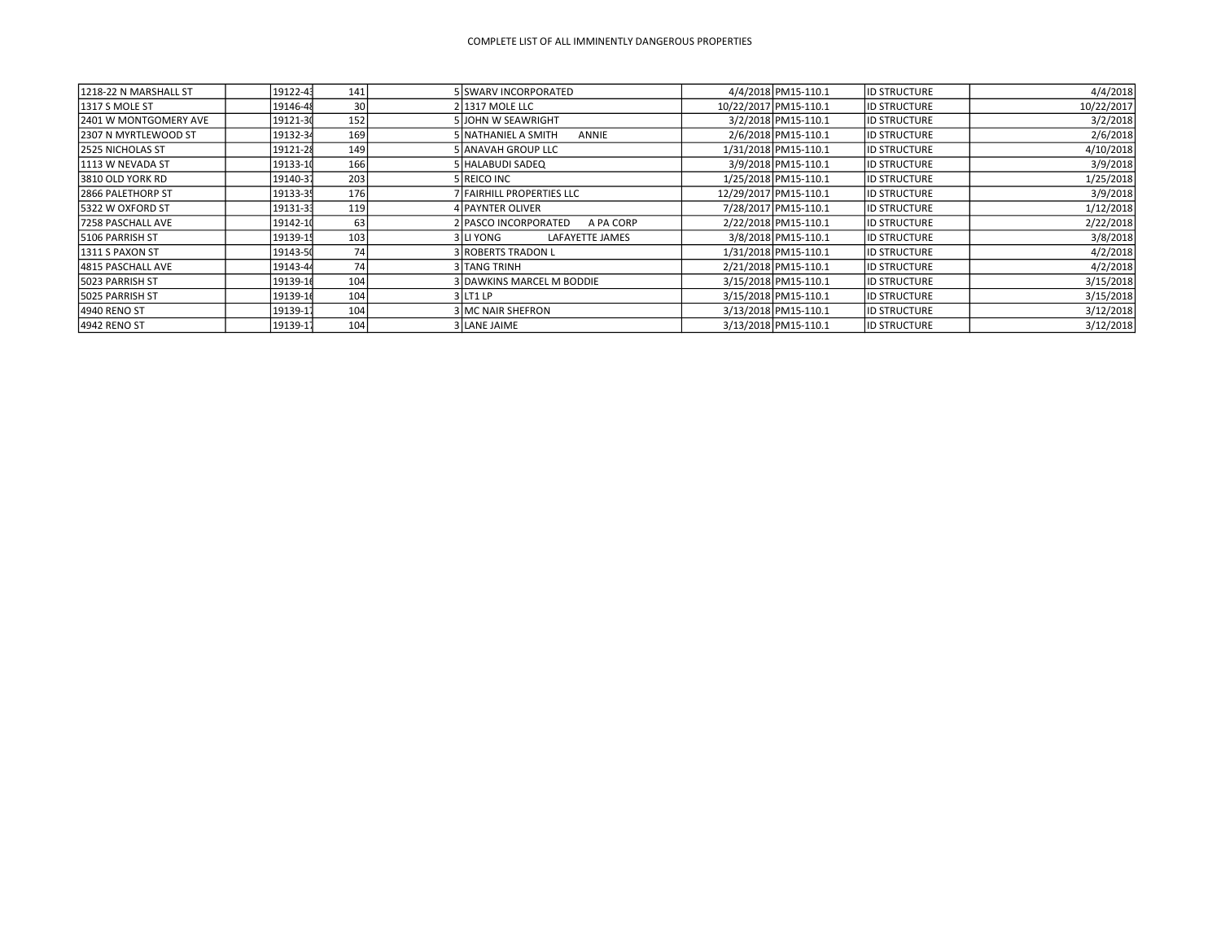| | | | | | | | | | |
|---|---|---|---|---|---|---|---|---|---|
| 1218-22 N MARSHALL ST | | 19122-43 | 141 | 5 | SWARV INCORPORATED | 4/4/2018 | PM15-110.1 | ID STRUCTURE | 4/4/2018 |
| 1317 S MOLE ST | | 19146-48 | 30 | 2 | 1317 MOLE LLC | 10/22/2017 | PM15-110.1 | ID STRUCTURE | 10/22/2017 |
| 2401 W MONTGOMERY AVE | | 19121-30 | 152 | 5 | JOHN W SEAWRIGHT | 3/2/2018 | PM15-110.1 | ID STRUCTURE | 3/2/2018 |
| 2307 N MYRTLEWOOD ST | | 19132-34 | 169 | 5 | NATHANIEL A SMITH ANNIE | 2/6/2018 | PM15-110.1 | ID STRUCTURE | 2/6/2018 |
| 2525 NICHOLAS ST | | 19121-28 | 149 | 5 | ANAVAH GROUP LLC | 1/31/2018 | PM15-110.1 | ID STRUCTURE | 4/10/2018 |
| 1113 W NEVADA ST | | 19133-10 | 166 | 5 | HALABUDI SADEQ | 3/9/2018 | PM15-110.1 | ID STRUCTURE | 3/9/2018 |
| 3810 OLD YORK RD | | 19140-37 | 203 | 5 | REICO INC | 1/25/2018 | PM15-110.1 | ID STRUCTURE | 1/25/2018 |
| 2866 PALETHORP ST | | 19133-35 | 176 | 7 | FAIRHILL PROPERTIES LLC | 12/29/2017 | PM15-110.1 | ID STRUCTURE | 3/9/2018 |
| 5322 W OXFORD ST | | 19131-33 | 119 | 4 | PAYNTER OLIVER | 7/28/2017 | PM15-110.1 | ID STRUCTURE | 1/12/2018 |
| 7258 PASCHALL AVE | | 19142-10 | 63 | 2 | PASCO INCORPORATED A PA CORP | 2/22/2018 | PM15-110.1 | ID STRUCTURE | 2/22/2018 |
| 5106 PARRISH ST | | 19139-15 | 103 | 3 | LI YONG LAFAYETTE JAMES | 3/8/2018 | PM15-110.1 | ID STRUCTURE | 3/8/2018 |
| 1311 S PAXON ST | | 19143-50 | 74 | 3 | ROBERTS TRADON L | 1/31/2018 | PM15-110.1 | ID STRUCTURE | 4/2/2018 |
| 4815 PASCHALL AVE | | 19143-44 | 74 | 3 | TANG TRINH | 2/21/2018 | PM15-110.1 | ID STRUCTURE | 4/2/2018 |
| 5023 PARRISH ST | | 19139-16 | 104 | 3 | DAWKINS MARCEL M BODDIE | 3/15/2018 | PM15-110.1 | ID STRUCTURE | 3/15/2018 |
| 5025 PARRISH ST | | 19139-16 | 104 | 3 | LT1 LP | 3/15/2018 | PM15-110.1 | ID STRUCTURE | 3/15/2018 |
| 4940 RENO ST | | 19139-17 | 104 | 3 | MC NAIR SHEFRON | 3/13/2018 | PM15-110.1 | ID STRUCTURE | 3/12/2018 |
| 4942 RENO ST | | 19139-17 | 104 | 3 | LANE JAIME | 3/13/2018 | PM15-110.1 | ID STRUCTURE | 3/12/2018 |